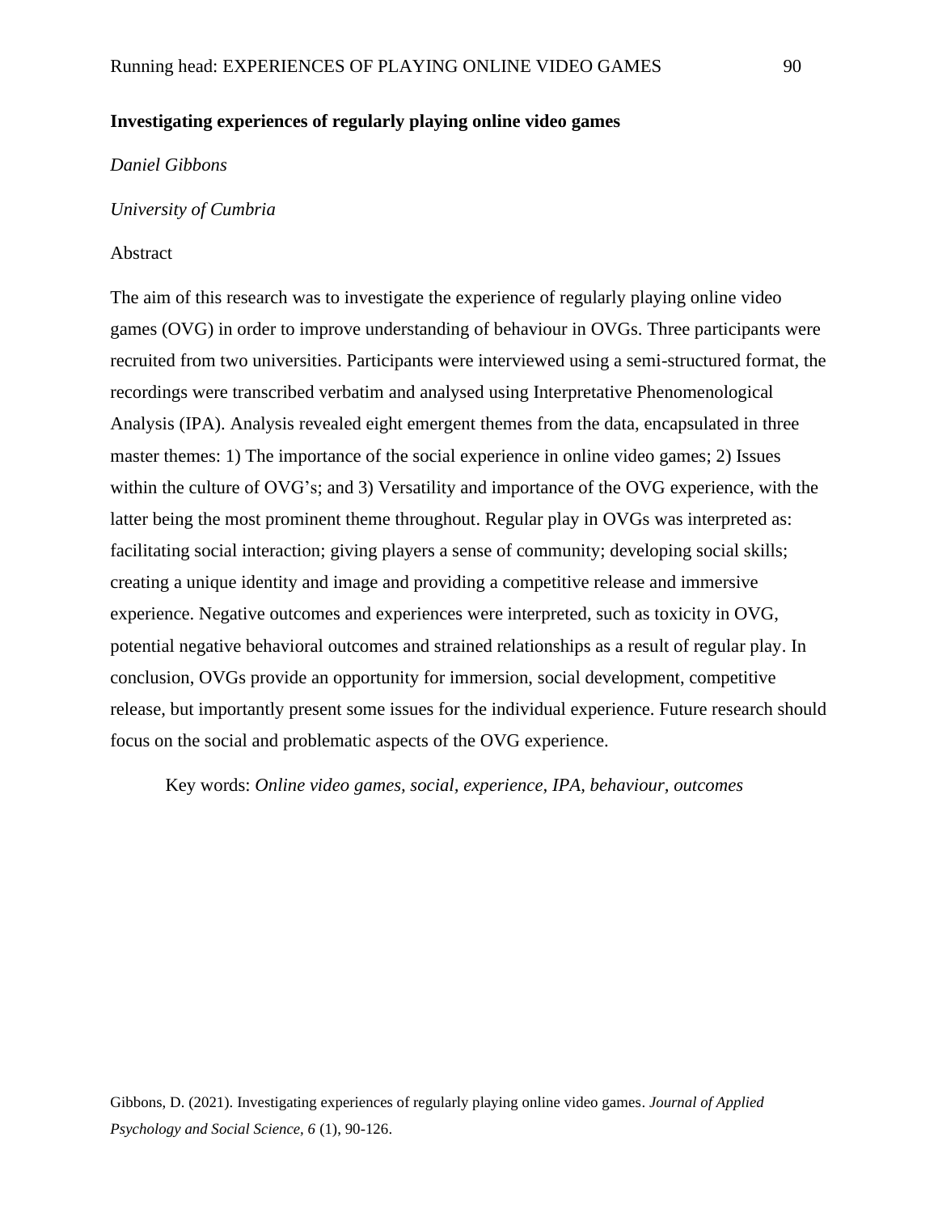# Investigating experiences of regularly playing online video games

*Daniel Gibbons*

*University of Cumbria*

## Abstract

The aim of this research was to investigate the experience of regularly playing online video games (OVG) in order to improve understanding of behaviour in OVGs. Three participants were recruited from two universities. Participants were interviewed using a semi-structured format, the recordings were transcribed verbatim and analysed using Interpretative Phenomenological Analysis (IPA). Analysis revealed eight emergent themes from the data, encapsulated in three master themes: 1) The importance of the social experience in online video games; 2) Issues within the culture of OVG's; and 3) Versatility and importance of the OVG experience, with the latter being the most prominent theme throughout. Regular play in OVGs was interpreted as: facilitating social interaction; giving players a sense of community; developing social skills; creating a unique identity and image and providing a competitive release and immersive experience. Negative outcomes and experiences were interpreted, such as toxicity in OVG, potential negative behavioral outcomes and strained relationships as a result of regular play. In conclusion, OVGs provide an opportunity for immersion, social development, competitive release, but importantly present some issues for the individual experience. Future research should focus on the social and problematic aspects of the OVG experience.

Key words: *Online video games, social, experience, IPA, behaviour, outcomes*

Gibbons, D. (2021). Investigating experiences of regularly playing online video games. *Journal of Applied Psychology and Social Science, 6* (1), 90-126.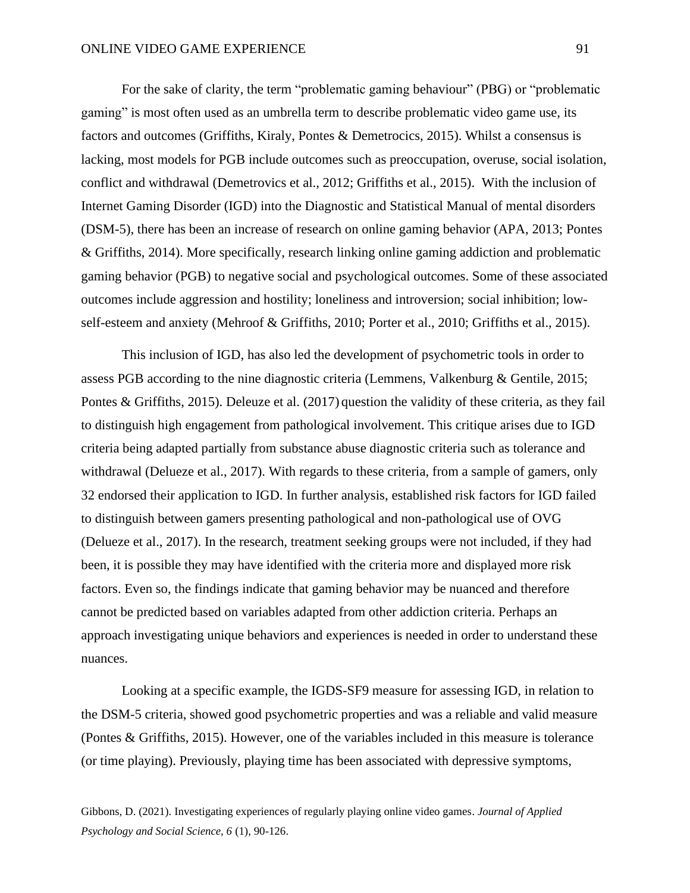For the sake of clarity, the term "problematic gaming behaviour" (PBG) or "problematic gaming" is most often used as an umbrella term to describe problematic video game use, its factors and outcomes (Griffiths, Kiraly, Pontes & Demetrocics, 2015). Whilst a consensus is lacking, most models for PGB include outcomes such as preoccupation, overuse, social isolation, conflict and withdrawal (Demetrovics et al., 2012; Griffiths et al., 2015). With the inclusion of Internet Gaming Disorder (IGD) into the Diagnostic and Statistical Manual of mental disorders (DSM-5), there has been an increase of research on online gaming behavior (APA, 2013; Pontes & Griffiths, 2014). More specifically, research linking online gaming addiction and problematic gaming behavior (PGB) to negative social and psychological outcomes. Some of these associated outcomes include aggression and hostility; loneliness and introversion; social inhibition; low-self-esteem and anxiety (Mehroof & Griffiths, 2010; Porter et al., 2010; Griffiths et al., 2015).

This inclusion of IGD, has also led the development of psychometric tools in order to assess PGB according to the nine diagnostic criteria (Lemmens, Valkenburg & Gentile, 2015; Pontes & Griffiths, 2015). Deleuze et al. (2017) question the validity of these criteria, as they fail to distinguish high engagement from pathological involvement. This critique arises due to IGD criteria being adapted partially from substance abuse diagnostic criteria such as tolerance and withdrawal (Delueze et al., 2017). With regards to these criteria, from a sample of gamers, only 32 endorsed their application to IGD. In further analysis, established risk factors for IGD failed to distinguish between gamers presenting pathological and non-pathological use of OVG (Delueze et al., 2017). In the research, treatment seeking groups were not included, if they had been, it is possible they may have identified with the criteria more and displayed more risk factors. Even so, the findings indicate that gaming behavior may be nuanced and therefore cannot be predicted based on variables adapted from other addiction criteria. Perhaps an approach investigating unique behaviors and experiences is needed in order to understand these nuances.

Looking at a specific example, the IGDS-SF9 measure for assessing IGD, in relation to the DSM-5 criteria, showed good psychometric properties and was a reliable and valid measure (Pontes & Griffiths, 2015). However, one of the variables included in this measure is tolerance (or time playing). Previously, playing time has been associated with depressive symptoms,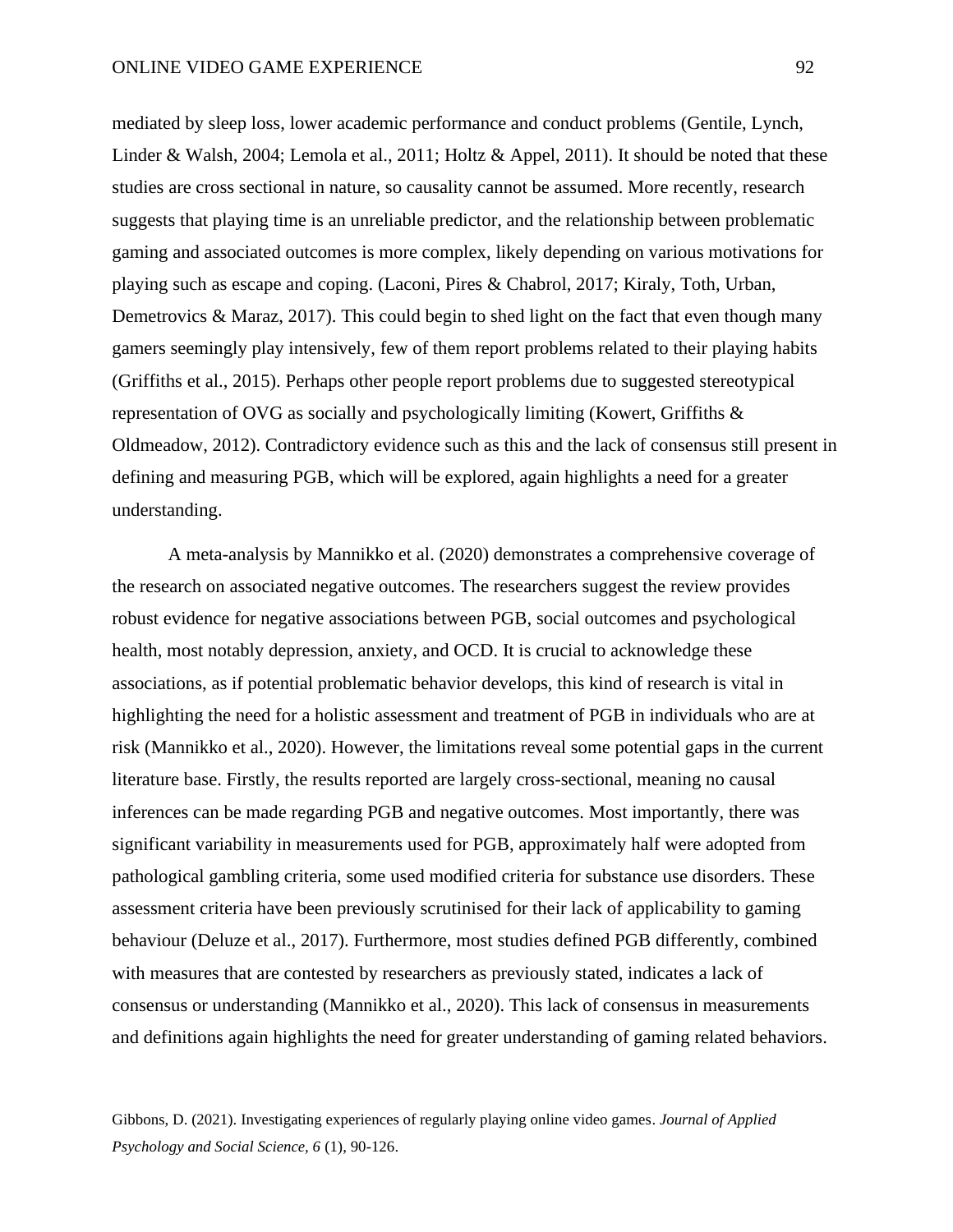mediated by sleep loss, lower academic performance and conduct problems (Gentile, Lynch, Linder & Walsh, 2004; Lemola et al., 2011; Holtz & Appel, 2011). It should be noted that these studies are cross sectional in nature, so causality cannot be assumed. More recently, research suggests that playing time is an unreliable predictor, and the relationship between problematic gaming and associated outcomes is more complex, likely depending on various motivations for playing such as escape and coping. (Laconi, Pires & Chabrol, 2017; Kiraly, Toth, Urban, Demetrovics & Maraz, 2017). This could begin to shed light on the fact that even though many gamers seemingly play intensively, few of them report problems related to their playing habits (Griffiths et al., 2015). Perhaps other people report problems due to suggested stereotypical representation of OVG as socially and psychologically limiting (Kowert, Griffiths & Oldmeadow, 2012). Contradictory evidence such as this and the lack of consensus still present in defining and measuring PGB, which will be explored, again highlights a need for a greater understanding.

A meta-analysis by Mannikko et al. (2020) demonstrates a comprehensive coverage of the research on associated negative outcomes. The researchers suggest the review provides robust evidence for negative associations between PGB, social outcomes and psychological health, most notably depression, anxiety, and OCD. It is crucial to acknowledge these associations, as if potential problematic behavior develops, this kind of research is vital in highlighting the need for a holistic assessment and treatment of PGB in individuals who are at risk (Mannikko et al., 2020). However, the limitations reveal some potential gaps in the current literature base. Firstly, the results reported are largely cross-sectional, meaning no causal inferences can be made regarding PGB and negative outcomes. Most importantly, there was significant variability in measurements used for PGB, approximately half were adopted from pathological gambling criteria, some used modified criteria for substance use disorders. These assessment criteria have been previously scrutinised for their lack of applicability to gaming behaviour (Deluze et al., 2017). Furthermore, most studies defined PGB differently, combined with measures that are contested by researchers as previously stated, indicates a lack of consensus or understanding (Mannikko et al., 2020). This lack of consensus in measurements and definitions again highlights the need for greater understanding of gaming related behaviors.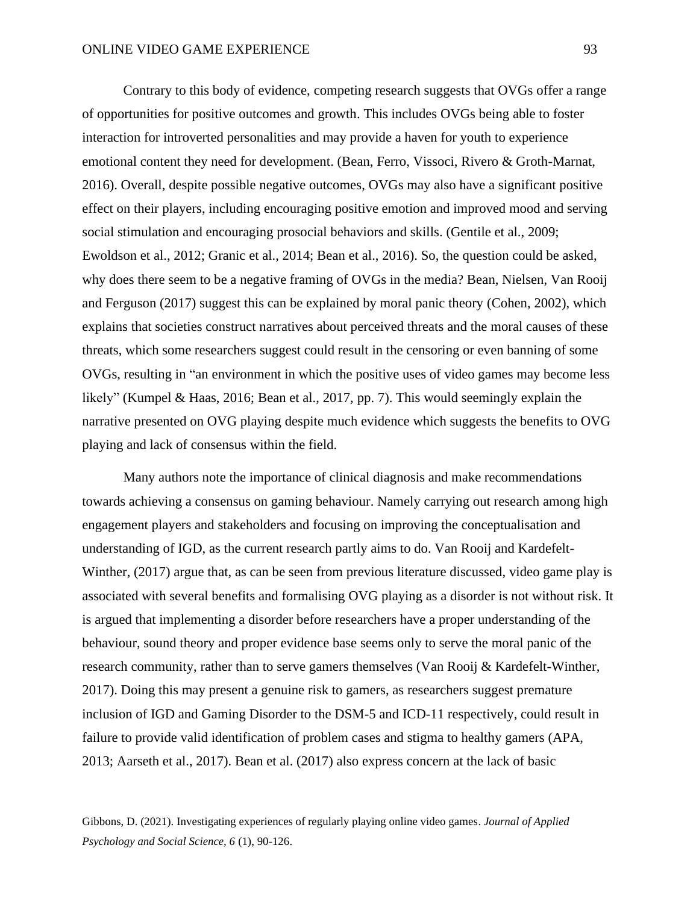Contrary to this body of evidence, competing research suggests that OVGs offer a range of opportunities for positive outcomes and growth. This includes OVGs being able to foster interaction for introverted personalities and may provide a haven for youth to experience emotional content they need for development. (Bean, Ferro, Vissoci, Rivero & Groth-Marnat, 2016). Overall, despite possible negative outcomes, OVGs may also have a significant positive effect on their players, including encouraging positive emotion and improved mood and serving social stimulation and encouraging prosocial behaviors and skills. (Gentile et al., 2009; Ewoldson et al., 2012; Granic et al., 2014; Bean et al., 2016). So, the question could be asked, why does there seem to be a negative framing of OVGs in the media? Bean, Nielsen, Van Rooij and Ferguson (2017) suggest this can be explained by moral panic theory (Cohen, 2002), which explains that societies construct narratives about perceived threats and the moral causes of these threats, which some researchers suggest could result in the censoring or even banning of some OVGs, resulting in "an environment in which the positive uses of video games may become less likely" (Kumpel & Haas, 2016; Bean et al., 2017, pp. 7). This would seemingly explain the narrative presented on OVG playing despite much evidence which suggests the benefits to OVG playing and lack of consensus within the field.

Many authors note the importance of clinical diagnosis and make recommendations towards achieving a consensus on gaming behaviour. Namely carrying out research among high engagement players and stakeholders and focusing on improving the conceptualisation and understanding of IGD, as the current research partly aims to do. Van Rooij and Kardefelt-Winther, (2017) argue that, as can be seen from previous literature discussed, video game play is associated with several benefits and formalising OVG playing as a disorder is not without risk. It is argued that implementing a disorder before researchers have a proper understanding of the behaviour, sound theory and proper evidence base seems only to serve the moral panic of the research community, rather than to serve gamers themselves (Van Rooij & Kardefelt-Winther, 2017). Doing this may present a genuine risk to gamers, as researchers suggest premature inclusion of IGD and Gaming Disorder to the DSM-5 and ICD-11 respectively, could result in failure to provide valid identification of problem cases and stigma to healthy gamers (APA, 2013; Aarseth et al., 2017). Bean et al. (2017) also express concern at the lack of basic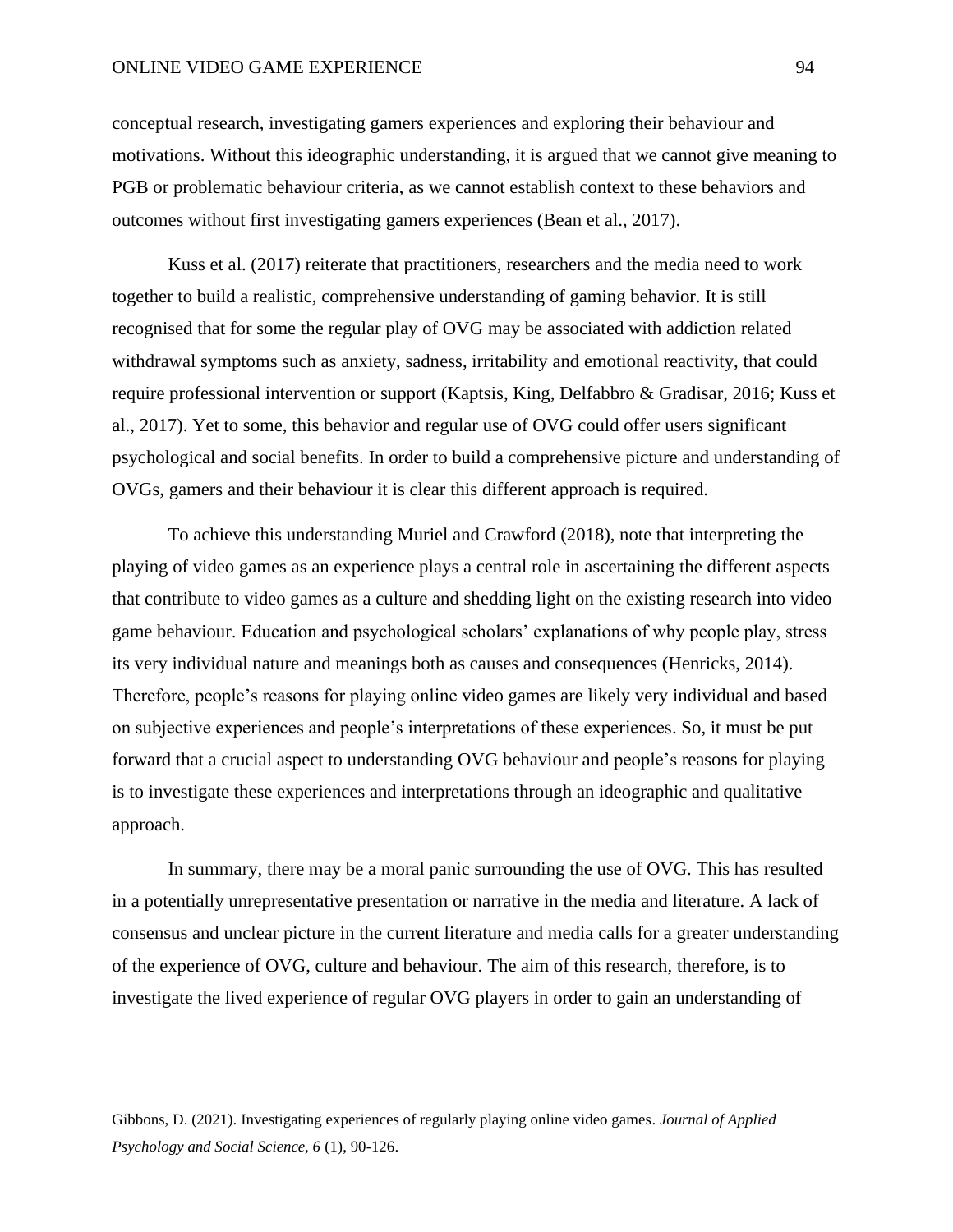conceptual research, investigating gamers experiences and exploring their behaviour and motivations. Without this ideographic understanding, it is argued that we cannot give meaning to PGB or problematic behaviour criteria, as we cannot establish context to these behaviors and outcomes without first investigating gamers experiences (Bean et al., 2017).

Kuss et al. (2017) reiterate that practitioners, researchers and the media need to work together to build a realistic, comprehensive understanding of gaming behavior. It is still recognised that for some the regular play of OVG may be associated with addiction related withdrawal symptoms such as anxiety, sadness, irritability and emotional reactivity, that could require professional intervention or support (Kaptsis, King, Delfabbro & Gradisar, 2016; Kuss et al., 2017). Yet to some, this behavior and regular use of OVG could offer users significant psychological and social benefits. In order to build a comprehensive picture and understanding of OVGs, gamers and their behaviour it is clear this different approach is required.

To achieve this understanding Muriel and Crawford (2018), note that interpreting the playing of video games as an experience plays a central role in ascertaining the different aspects that contribute to video games as a culture and shedding light on the existing research into video game behaviour. Education and psychological scholars' explanations of why people play, stress its very individual nature and meanings both as causes and consequences (Henricks, 2014). Therefore, people's reasons for playing online video games are likely very individual and based on subjective experiences and people's interpretations of these experiences. So, it must be put forward that a crucial aspect to understanding OVG behaviour and people's reasons for playing is to investigate these experiences and interpretations through an ideographic and qualitative approach.

In summary, there may be a moral panic surrounding the use of OVG. This has resulted in a potentially unrepresentative presentation or narrative in the media and literature. A lack of consensus and unclear picture in the current literature and media calls for a greater understanding of the experience of OVG, culture and behaviour. The aim of this research, therefore, is to investigate the lived experience of regular OVG players in order to gain an understanding of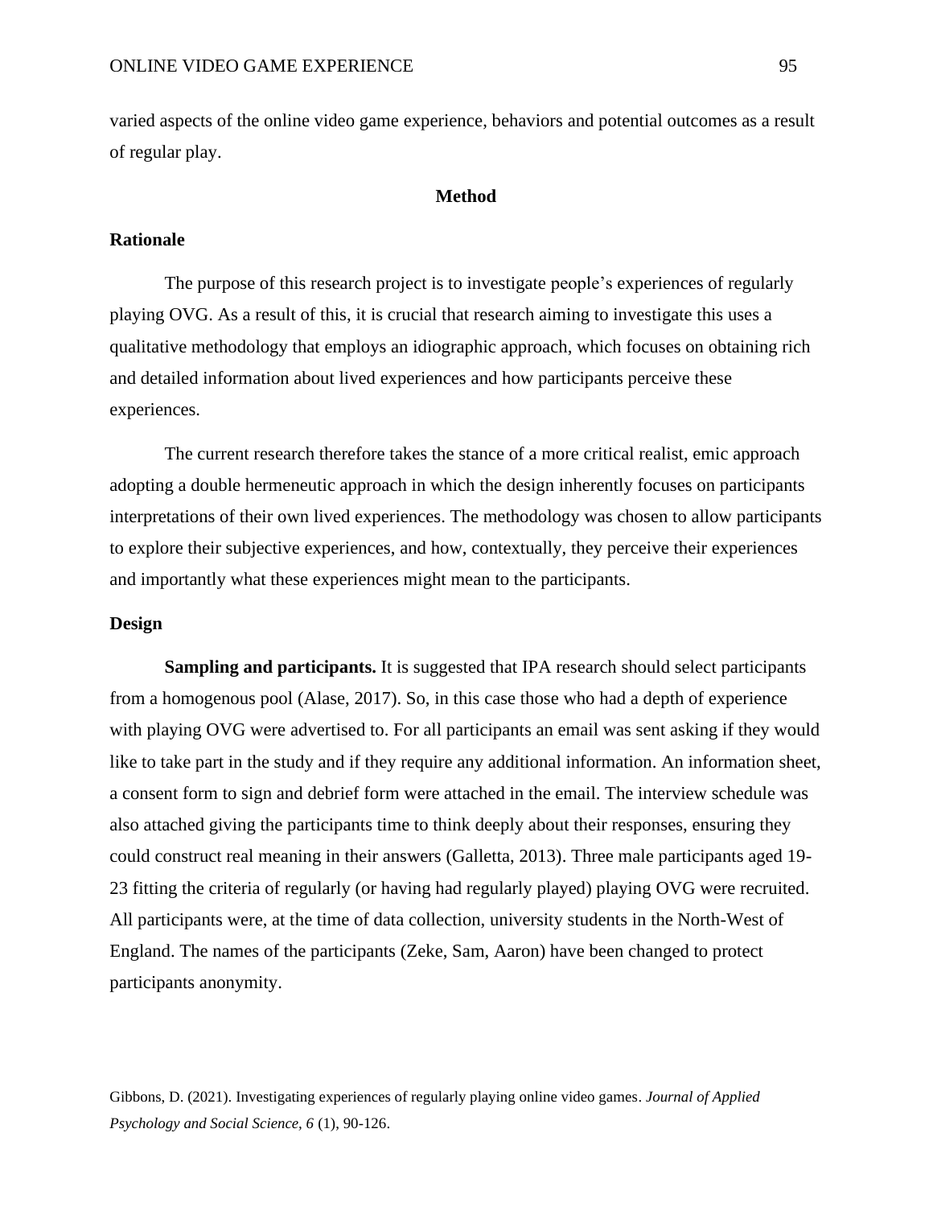varied aspects of the online video game experience, behaviors and potential outcomes as a result of regular play.

## Method

### Rationale

The purpose of this research project is to investigate people's experiences of regularly playing OVG. As a result of this, it is crucial that research aiming to investigate this uses a qualitative methodology that employs an idiographic approach, which focuses on obtaining rich and detailed information about lived experiences and how participants perceive these experiences.

The current research therefore takes the stance of a more critical realist, emic approach adopting a double hermeneutic approach in which the design inherently focuses on participants interpretations of their own lived experiences. The methodology was chosen to allow participants to explore their subjective experiences, and how, contextually, they perceive their experiences and importantly what these experiences might mean to the participants.

### Design

**Sampling and participants.** It is suggested that IPA research should select participants from a homogenous pool (Alase, 2017). So, in this case those who had a depth of experience with playing OVG were advertised to. For all participants an email was sent asking if they would like to take part in the study and if they require any additional information. An information sheet, a consent form to sign and debrief form were attached in the email. The interview schedule was also attached giving the participants time to think deeply about their responses, ensuring they could construct real meaning in their answers (Galletta, 2013). Three male participants aged 19-23 fitting the criteria of regularly (or having had regularly played) playing OVG were recruited. All participants were, at the time of data collection, university students in the North-West of England. The names of the participants (Zeke, Sam, Aaron) have been changed to protect participants anonymity.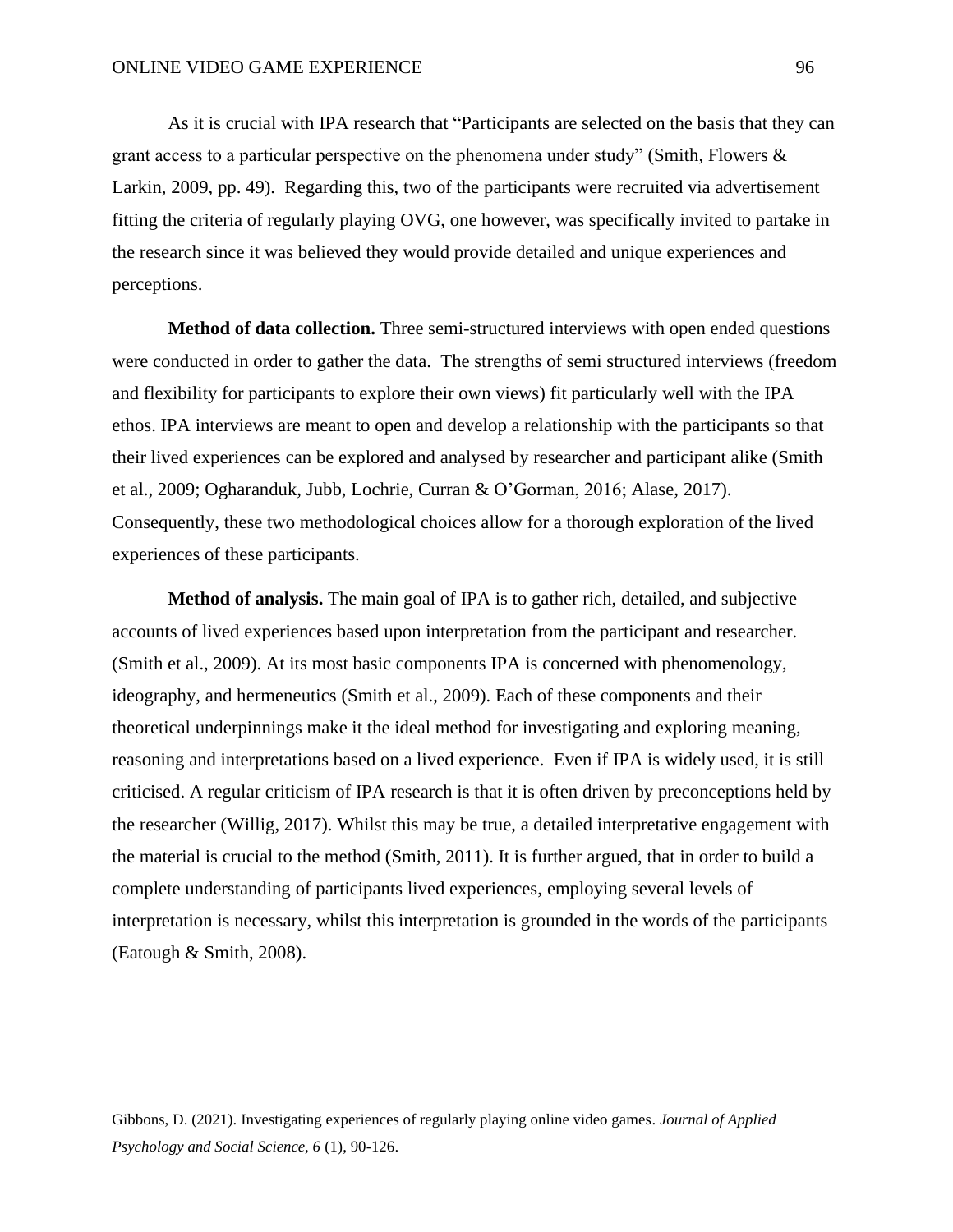As it is crucial with IPA research that "Participants are selected on the basis that they can grant access to a particular perspective on the phenomena under study" (Smith, Flowers & Larkin, 2009, pp. 49). Regarding this, two of the participants were recruited via advertisement fitting the criteria of regularly playing OVG, one however, was specifically invited to partake in the research since it was believed they would provide detailed and unique experiences and perceptions.

**Method of data collection.** Three semi-structured interviews with open ended questions were conducted in order to gather the data. The strengths of semi structured interviews (freedom and flexibility for participants to explore their own views) fit particularly well with the IPA ethos. IPA interviews are meant to open and develop a relationship with the participants so that their lived experiences can be explored and analysed by researcher and participant alike (Smith et al., 2009; Ogharanduk, Jubb, Lochrie, Curran & O'Gorman, 2016; Alase, 2017). Consequently, these two methodological choices allow for a thorough exploration of the lived experiences of these participants.

**Method of analysis.** The main goal of IPA is to gather rich, detailed, and subjective accounts of lived experiences based upon interpretation from the participant and researcher. (Smith et al., 2009). At its most basic components IPA is concerned with phenomenology, ideography, and hermeneutics (Smith et al., 2009). Each of these components and their theoretical underpinnings make it the ideal method for investigating and exploring meaning, reasoning and interpretations based on a lived experience. Even if IPA is widely used, it is still criticised. A regular criticism of IPA research is that it is often driven by preconceptions held by the researcher (Willig, 2017). Whilst this may be true, a detailed interpretative engagement with the material is crucial to the method (Smith, 2011). It is further argued, that in order to build a complete understanding of participants lived experiences, employing several levels of interpretation is necessary, whilst this interpretation is grounded in the words of the participants (Eatough & Smith, 2008).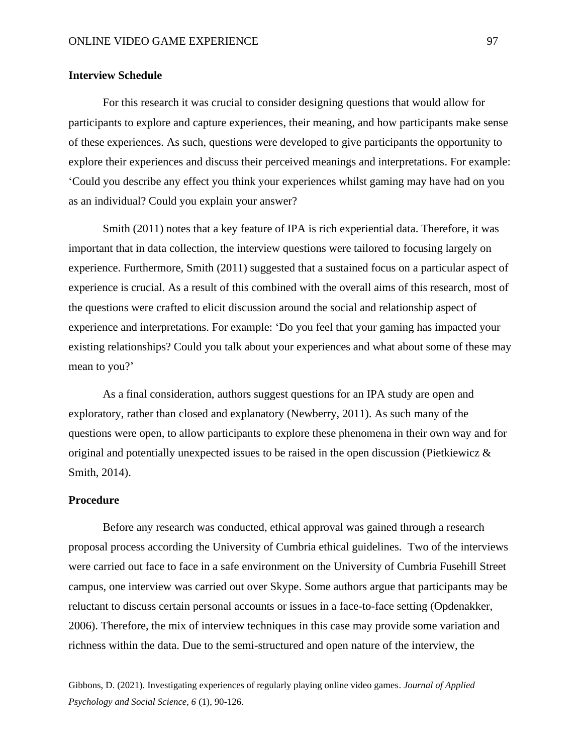## Interview Schedule

For this research it was crucial to consider designing questions that would allow for participants to explore and capture experiences, their meaning, and how participants make sense of these experiences. As such, questions were developed to give participants the opportunity to explore their experiences and discuss their perceived meanings and interpretations. For example: 'Could you describe any effect you think your experiences whilst gaming may have had on you as an individual? Could you explain your answer?

Smith (2011) notes that a key feature of IPA is rich experiential data. Therefore, it was important that in data collection, the interview questions were tailored to focusing largely on experience. Furthermore, Smith (2011) suggested that a sustained focus on a particular aspect of experience is crucial. As a result of this combined with the overall aims of this research, most of the questions were crafted to elicit discussion around the social and relationship aspect of experience and interpretations. For example: 'Do you feel that your gaming has impacted your existing relationships? Could you talk about your experiences and what about some of these may mean to you?'

As a final consideration, authors suggest questions for an IPA study are open and exploratory, rather than closed and explanatory (Newberry, 2011). As such many of the questions were open, to allow participants to explore these phenomena in their own way and for original and potentially unexpected issues to be raised in the open discussion (Pietkiewicz & Smith, 2014).

## Procedure

Before any research was conducted, ethical approval was gained through a research proposal process according the University of Cumbria ethical guidelines. Two of the interviews were carried out face to face in a safe environment on the University of Cumbria Fusehill Street campus, one interview was carried out over Skype. Some authors argue that participants may be reluctant to discuss certain personal accounts or issues in a face-to-face setting (Opdenakker, 2006). Therefore, the mix of interview techniques in this case may provide some variation and richness within the data. Due to the semi-structured and open nature of the interview, the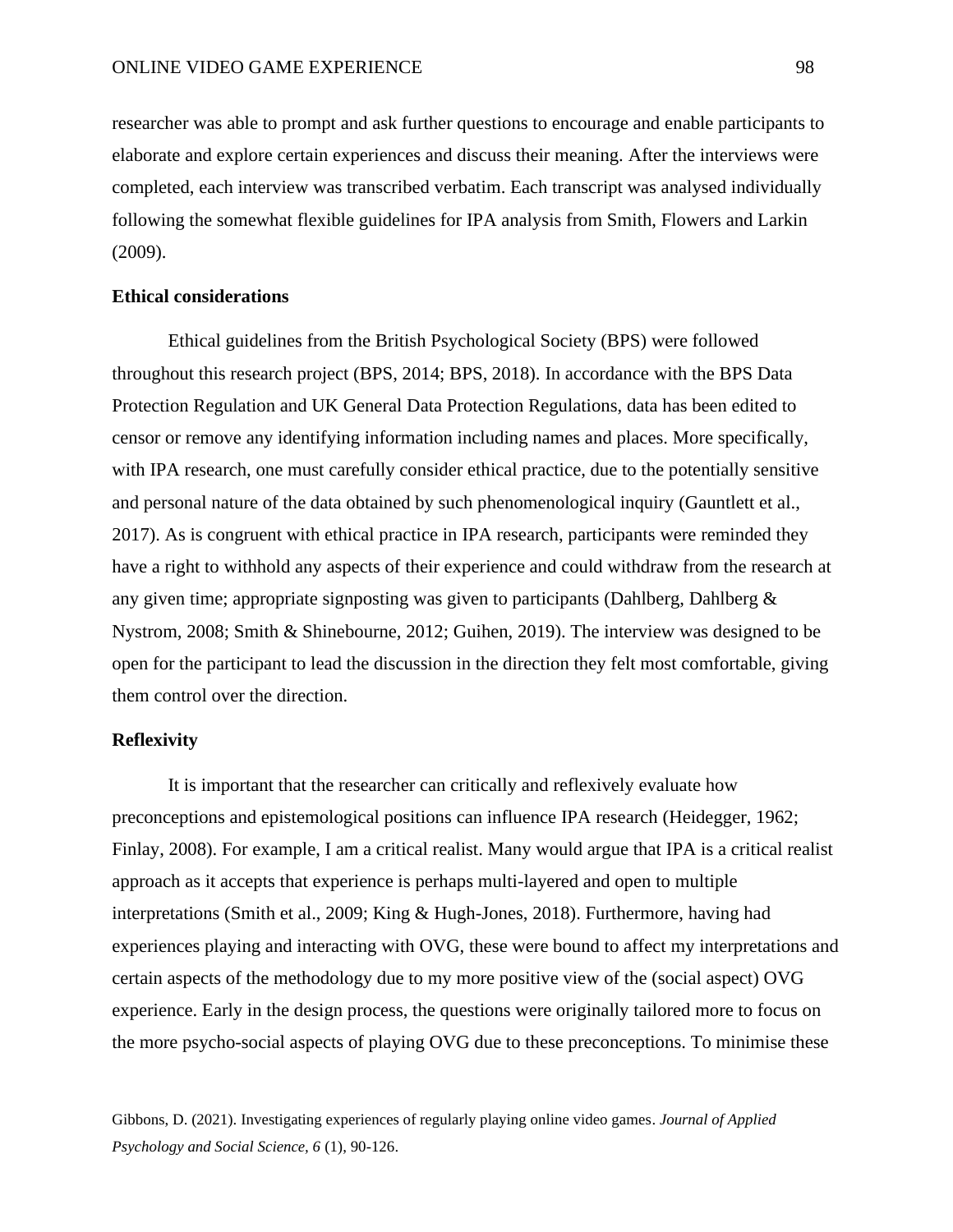researcher was able to prompt and ask further questions to encourage and enable participants to elaborate and explore certain experiences and discuss their meaning. After the interviews were completed, each interview was transcribed verbatim. Each transcript was analysed individually following the somewhat flexible guidelines for IPA analysis from Smith, Flowers and Larkin (2009).

**Ethical considerations**

Ethical guidelines from the British Psychological Society (BPS) were followed throughout this research project (BPS, 2014; BPS, 2018). In accordance with the BPS Data Protection Regulation and UK General Data Protection Regulations, data has been edited to censor or remove any identifying information including names and places. More specifically, with IPA research, one must carefully consider ethical practice, due to the potentially sensitive and personal nature of the data obtained by such phenomenological inquiry (Gauntlett et al., 2017). As is congruent with ethical practice in IPA research, participants were reminded they have a right to withhold any aspects of their experience and could withdraw from the research at any given time; appropriate signposting was given to participants (Dahlberg, Dahlberg & Nystrom, 2008; Smith & Shinebourne, 2012; Guihen, 2019). The interview was designed to be open for the participant to lead the discussion in the direction they felt most comfortable, giving them control over the direction.

**Reflexivity**

It is important that the researcher can critically and reflexively evaluate how preconceptions and epistemological positions can influence IPA research (Heidegger, 1962; Finlay, 2008). For example, I am a critical realist. Many would argue that IPA is a critical realist approach as it accepts that experience is perhaps multi-layered and open to multiple interpretations (Smith et al., 2009; King & Hugh-Jones, 2018). Furthermore, having had experiences playing and interacting with OVG, these were bound to affect my interpretations and certain aspects of the methodology due to my more positive view of the (social aspect) OVG experience. Early in the design process, the questions were originally tailored more to focus on the more psycho-social aspects of playing OVG due to these preconceptions. To minimise these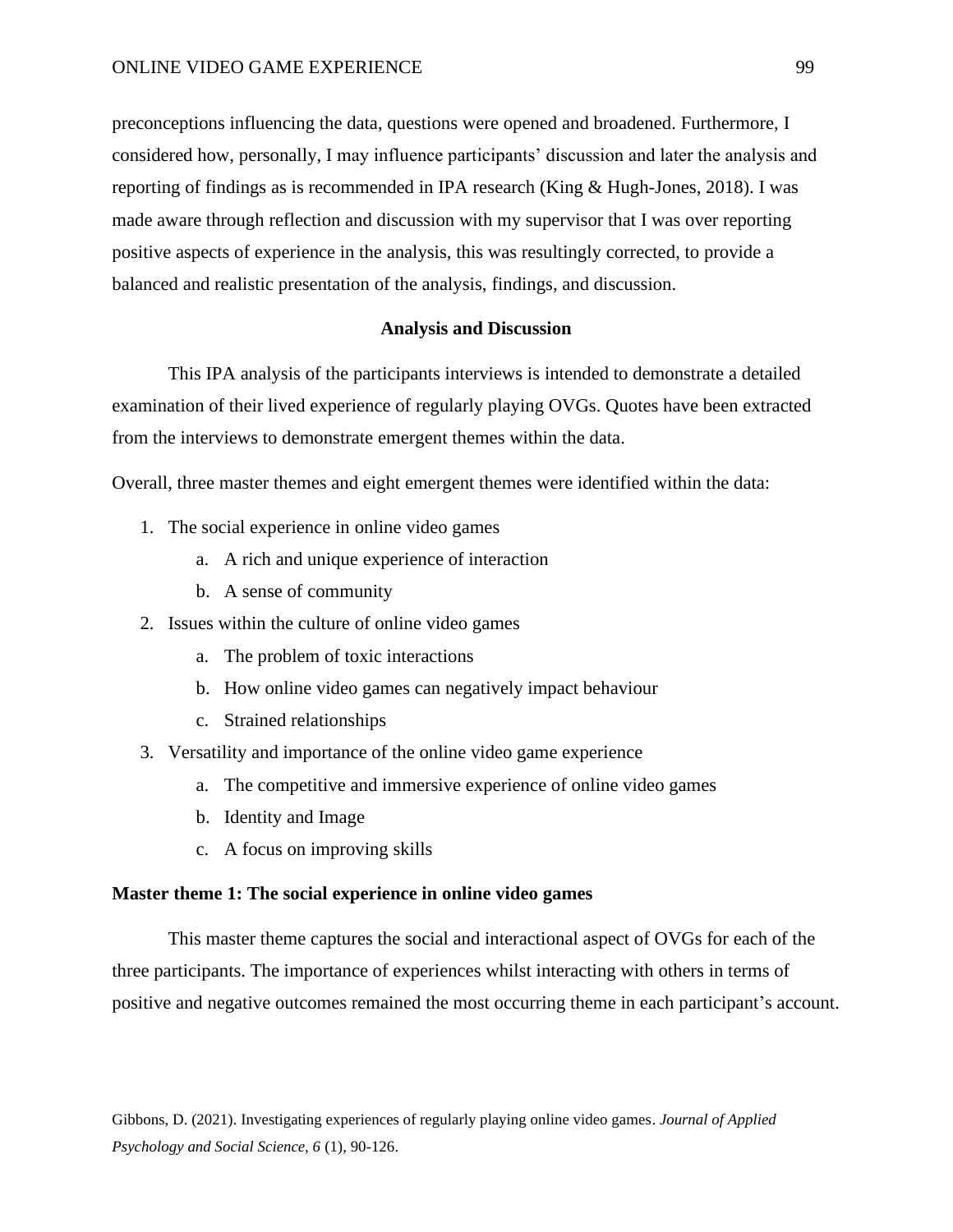preconceptions influencing the data, questions were opened and broadened. Furthermore, I considered how, personally, I may influence participants' discussion and later the analysis and reporting of findings as is recommended in IPA research (King & Hugh-Jones, 2018). I was made aware through reflection and discussion with my supervisor that I was over reporting positive aspects of experience in the analysis, this was resultingly corrected, to provide a balanced and realistic presentation of the analysis, findings, and discussion.

## Analysis and Discussion

This IPA analysis of the participants interviews is intended to demonstrate a detailed examination of their lived experience of regularly playing OVGs. Quotes have been extracted from the interviews to demonstrate emergent themes within the data.

Overall, three master themes and eight emergent themes were identified within the data:

1. The social experience in online video games
    a. A rich and unique experience of interaction
    b. A sense of community
2. Issues within the culture of online video games
    a. The problem of toxic interactions
    b. How online video games can negatively impact behaviour
    c. Strained relationships
3. Versatility and importance of the online video game experience
    a. The competitive and immersive experience of online video games
    b. Identity and Image
    c. A focus on improving skills

### Master theme 1: The social experience in online video games

This master theme captures the social and interactional aspect of OVGs for each of the three participants. The importance of experiences whilst interacting with others in terms of positive and negative outcomes remained the most occurring theme in each participant's account.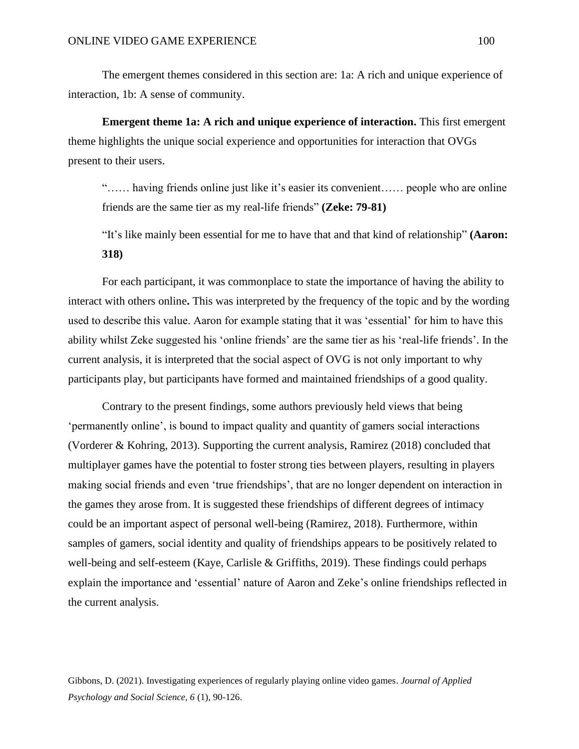The emergent themes considered in this section are: 1a: A rich and unique experience of interaction, 1b: A sense of community.

**Emergent theme 1a: A rich and unique experience of interaction.** This first emergent theme highlights the unique social experience and opportunities for interaction that OVGs present to their users.

> "…… having friends online just like it's easier its convenient…… people who are online friends are the same tier as my real-life friends" **(Zeke: 79-81)**

> "It's like mainly been essential for me to have that and that kind of relationship" **(Aaron: 318)**

For each participant, it was commonplace to state the importance of having the ability to interact with others online**.** This was interpreted by the frequency of the topic and by the wording used to describe this value. Aaron for example stating that it was 'essential' for him to have this ability whilst Zeke suggested his 'online friends' are the same tier as his 'real-life friends'. In the current analysis, it is interpreted that the social aspect of OVG is not only important to why participants play, but participants have formed and maintained friendships of a good quality.

Contrary to the present findings, some authors previously held views that being 'permanently online', is bound to impact quality and quantity of gamers social interactions (Vorderer & Kohring, 2013). Supporting the current analysis, Ramirez (2018) concluded that multiplayer games have the potential to foster strong ties between players, resulting in players making social friends and even 'true friendships', that are no longer dependent on interaction in the games they arose from. It is suggested these friendships of different degrees of intimacy could be an important aspect of personal well-being (Ramirez, 2018). Furthermore, within samples of gamers, social identity and quality of friendships appears to be positively related to well-being and self-esteem (Kaye, Carlisle & Griffiths, 2019). These findings could perhaps explain the importance and 'essential' nature of Aaron and Zeke's online friendships reflected in the current analysis.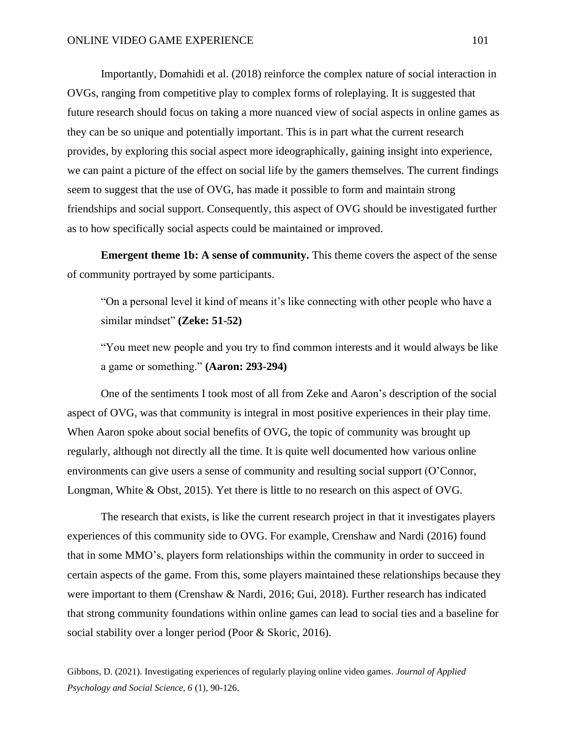Importantly, Domahidi et al. (2018) reinforce the complex nature of social interaction in OVGs, ranging from competitive play to complex forms of roleplaying. It is suggested that future research should focus on taking a more nuanced view of social aspects in online games as they can be so unique and potentially important. This is in part what the current research provides, by exploring this social aspect more ideographically, gaining insight into experience, we can paint a picture of the effect on social life by the gamers themselves. The current findings seem to suggest that the use of OVG, has made it possible to form and maintain strong friendships and social support. Consequently, this aspect of OVG should be investigated further as to how specifically social aspects could be maintained or improved.

**Emergent theme 1b: A sense of community.** This theme covers the aspect of the sense of community portrayed by some participants.

> "On a personal level it kind of means it's like connecting with other people who have a similar mindset" **(Zeke: 51-52)**

> "You meet new people and you try to find common interests and it would always be like a game or something." **(Aaron: 293-294)**

One of the sentiments I took most of all from Zeke and Aaron's description of the social aspect of OVG, was that community is integral in most positive experiences in their play time. When Aaron spoke about social benefits of OVG, the topic of community was brought up regularly, although not directly all the time. It is quite well documented how various online environments can give users a sense of community and resulting social support (O'Connor, Longman, White & Obst, 2015). Yet there is little to no research on this aspect of OVG.

The research that exists, is like the current research project in that it investigates players experiences of this community side to OVG. For example, Crenshaw and Nardi (2016) found that in some MMO's, players form relationships within the community in order to succeed in certain aspects of the game. From this, some players maintained these relationships because they were important to them (Crenshaw & Nardi, 2016; Gui, 2018). Further research has indicated that strong community foundations within online games can lead to social ties and a baseline for social stability over a longer period (Poor & Skoric, 2016).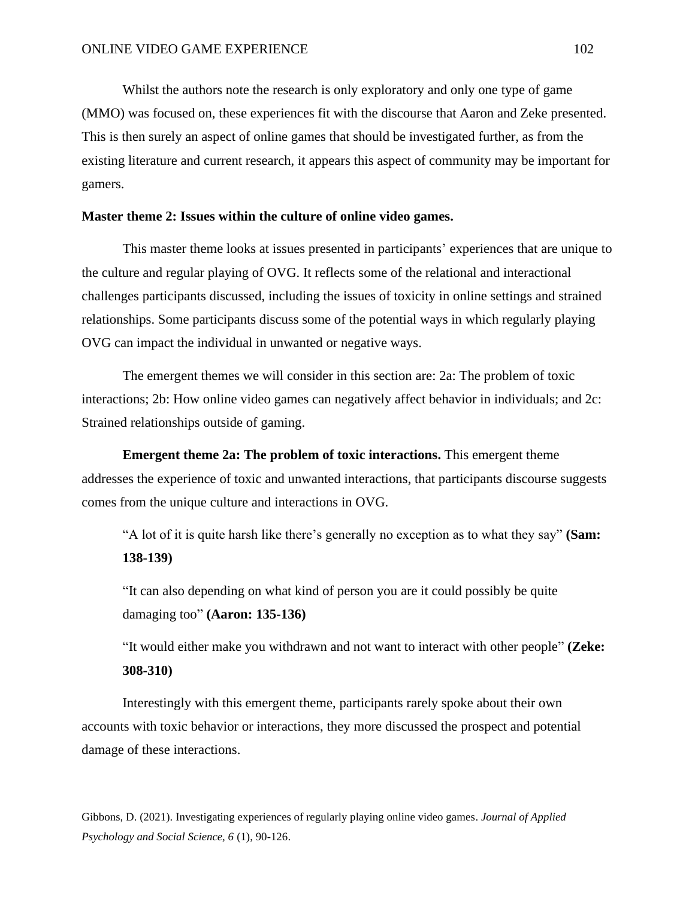Whilst the authors note the research is only exploratory and only one type of game (MMO) was focused on, these experiences fit with the discourse that Aaron and Zeke presented. This is then surely an aspect of online games that should be investigated further, as from the existing literature and current research, it appears this aspect of community may be important for gamers.

**Master theme 2: Issues within the culture of online video games.**

This master theme looks at issues presented in participants' experiences that are unique to the culture and regular playing of OVG. It reflects some of the relational and interactional challenges participants discussed, including the issues of toxicity in online settings and strained relationships. Some participants discuss some of the potential ways in which regularly playing OVG can impact the individual in unwanted or negative ways.

The emergent themes we will consider in this section are: 2a: The problem of toxic interactions; 2b: How online video games can negatively affect behavior in individuals; and 2c: Strained relationships outside of gaming.

**Emergent theme 2a: The problem of toxic interactions.** This emergent theme addresses the experience of toxic and unwanted interactions, that participants discourse suggests comes from the unique culture and interactions in OVG.

> "A lot of it is quite harsh like there's generally no exception as to what they say" **(Sam: 138-139)**
>
> "It can also depending on what kind of person you are it could possibly be quite damaging too" **(Aaron: 135-136)**
>
> "It would either make you withdrawn and not want to interact with other people" **(Zeke: 308-310)**

Interestingly with this emergent theme, participants rarely spoke about their own accounts with toxic behavior or interactions, they more discussed the prospect and potential damage of these interactions.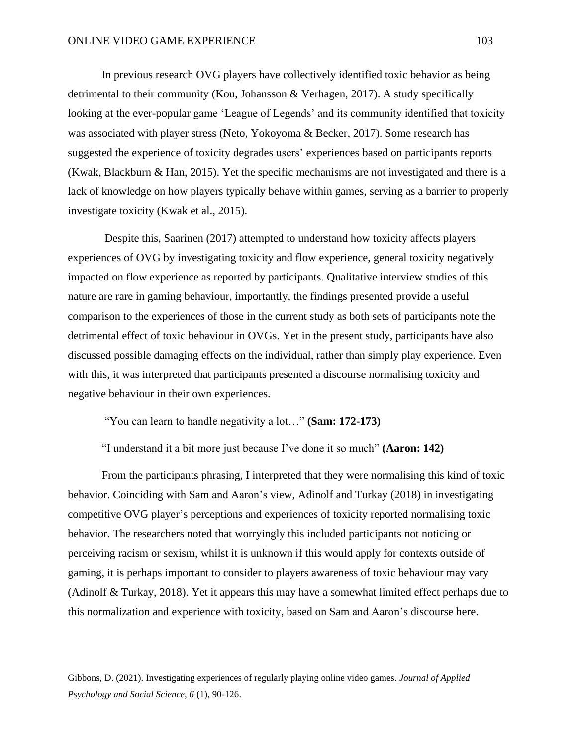In previous research OVG players have collectively identified toxic behavior as being detrimental to their community (Kou, Johansson & Verhagen, 2017). A study specifically looking at the ever-popular game 'League of Legends' and its community identified that toxicity was associated with player stress (Neto, Yokoyoma & Becker, 2017). Some research has suggested the experience of toxicity degrades users' experiences based on participants reports (Kwak, Blackburn & Han, 2015). Yet the specific mechanisms are not investigated and there is a lack of knowledge on how players typically behave within games, serving as a barrier to properly investigate toxicity (Kwak et al., 2015).

Despite this, Saarinen (2017) attempted to understand how toxicity affects players experiences of OVG by investigating toxicity and flow experience, general toxicity negatively impacted on flow experience as reported by participants. Qualitative interview studies of this nature are rare in gaming behaviour, importantly, the findings presented provide a useful comparison to the experiences of those in the current study as both sets of participants note the detrimental effect of toxic behaviour in OVGs. Yet in the present study, participants have also discussed possible damaging effects on the individual, rather than simply play experience. Even with this, it was interpreted that participants presented a discourse normalising toxicity and negative behaviour in their own experiences.

"You can learn to handle negativity a lot…" **(Sam: 172-173)**

"I understand it a bit more just because I've done it so much" **(Aaron: 142)**

From the participants phrasing, I interpreted that they were normalising this kind of toxic behavior. Coinciding with Sam and Aaron's view, Adinolf and Turkay (2018) in investigating competitive OVG player's perceptions and experiences of toxicity reported normalising toxic behavior. The researchers noted that worryingly this included participants not noticing or perceiving racism or sexism, whilst it is unknown if this would apply for contexts outside of gaming, it is perhaps important to consider to players awareness of toxic behaviour may vary (Adinolf & Turkay, 2018). Yet it appears this may have a somewhat limited effect perhaps due to this normalization and experience with toxicity, based on Sam and Aaron's discourse here.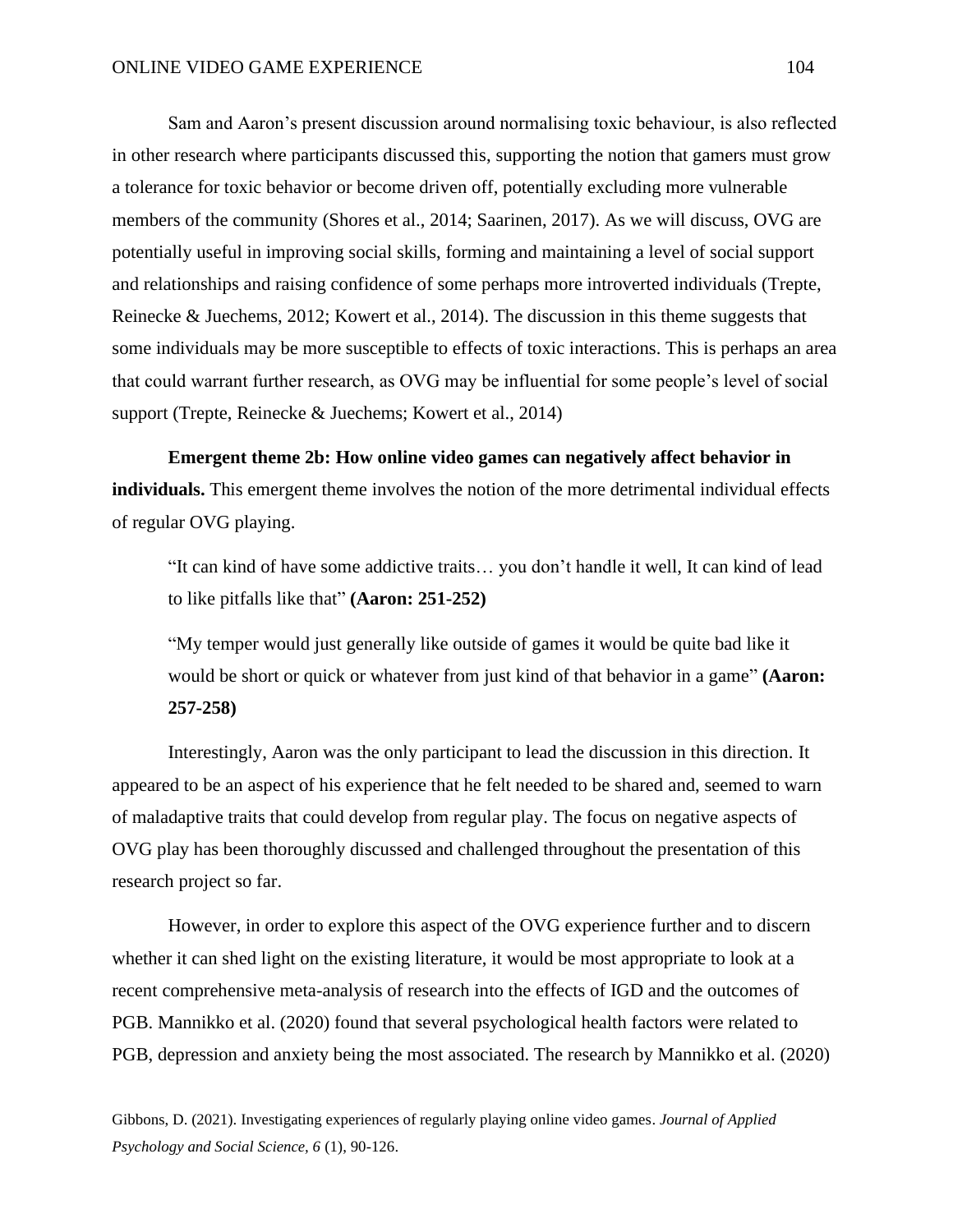Sam and Aaron's present discussion around normalising toxic behaviour, is also reflected in other research where participants discussed this, supporting the notion that gamers must grow a tolerance for toxic behavior or become driven off, potentially excluding more vulnerable members of the community (Shores et al., 2014; Saarinen, 2017). As we will discuss, OVG are potentially useful in improving social skills, forming and maintaining a level of social support and relationships and raising confidence of some perhaps more introverted individuals (Trepte, Reinecke & Juechems, 2012; Kowert et al., 2014). The discussion in this theme suggests that some individuals may be more susceptible to effects of toxic interactions. This is perhaps an area that could warrant further research, as OVG may be influential for some people's level of social support (Trepte, Reinecke & Juechems; Kowert et al., 2014)

**Emergent theme 2b: How online video games can negatively affect behavior in individuals.** This emergent theme involves the notion of the more detrimental individual effects of regular OVG playing.

> "It can kind of have some addictive traits… you don't handle it well, It can kind of lead to like pitfalls like that" **(Aaron: 251-252)**

> "My temper would just generally like outside of games it would be quite bad like it would be short or quick or whatever from just kind of that behavior in a game" **(Aaron: 257-258)**

Interestingly, Aaron was the only participant to lead the discussion in this direction. It appeared to be an aspect of his experience that he felt needed to be shared and, seemed to warn of maladaptive traits that could develop from regular play. The focus on negative aspects of OVG play has been thoroughly discussed and challenged throughout the presentation of this research project so far.

However, in order to explore this aspect of the OVG experience further and to discern whether it can shed light on the existing literature, it would be most appropriate to look at a recent comprehensive meta-analysis of research into the effects of IGD and the outcomes of PGB. Mannikko et al. (2020) found that several psychological health factors were related to PGB, depression and anxiety being the most associated. The research by Mannikko et al. (2020)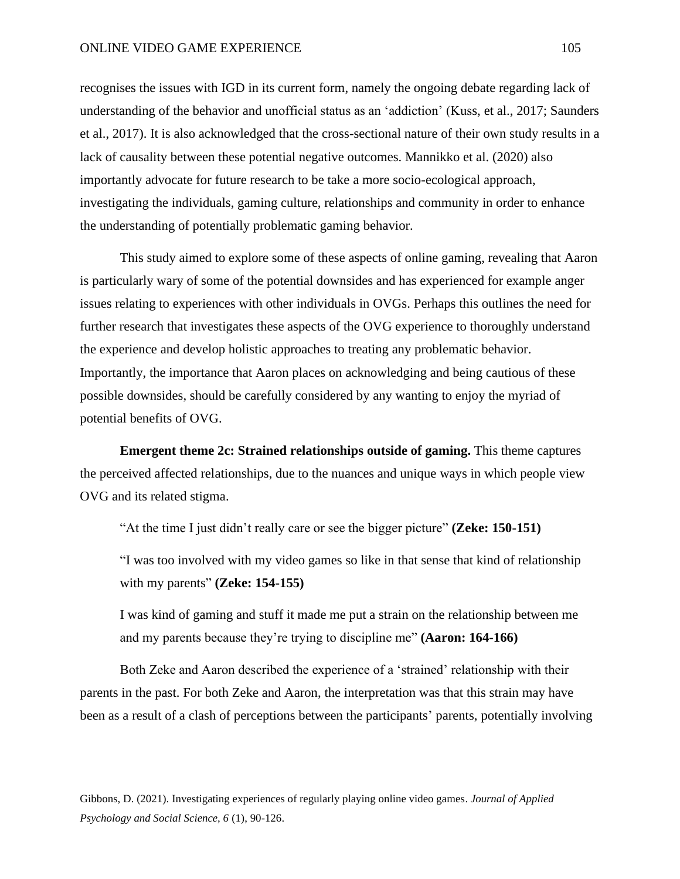recognises the issues with IGD in its current form, namely the ongoing debate regarding lack of understanding of the behavior and unofficial status as an 'addiction' (Kuss, et al., 2017; Saunders et al., 2017). It is also acknowledged that the cross-sectional nature of their own study results in a lack of causality between these potential negative outcomes. Mannikko et al. (2020) also importantly advocate for future research to be take a more socio-ecological approach, investigating the individuals, gaming culture, relationships and community in order to enhance the understanding of potentially problematic gaming behavior.

This study aimed to explore some of these aspects of online gaming, revealing that Aaron is particularly wary of some of the potential downsides and has experienced for example anger issues relating to experiences with other individuals in OVGs. Perhaps this outlines the need for further research that investigates these aspects of the OVG experience to thoroughly understand the experience and develop holistic approaches to treating any problematic behavior. Importantly, the importance that Aaron places on acknowledging and being cautious of these possible downsides, should be carefully considered by any wanting to enjoy the myriad of potential benefits of OVG.

**Emergent theme 2c: Strained relationships outside of gaming.** This theme captures the perceived affected relationships, due to the nuances and unique ways in which people view OVG and its related stigma.

"At the time I just didn't really care or see the bigger picture" **(Zeke: 150-151)**

"I was too involved with my video games so like in that sense that kind of relationship with my parents" **(Zeke: 154-155)**

I was kind of gaming and stuff it made me put a strain on the relationship between me and my parents because they're trying to discipline me" **(Aaron: 164-166)**

Both Zeke and Aaron described the experience of a 'strained' relationship with their parents in the past. For both Zeke and Aaron, the interpretation was that this strain may have been as a result of a clash of perceptions between the participants' parents, potentially involving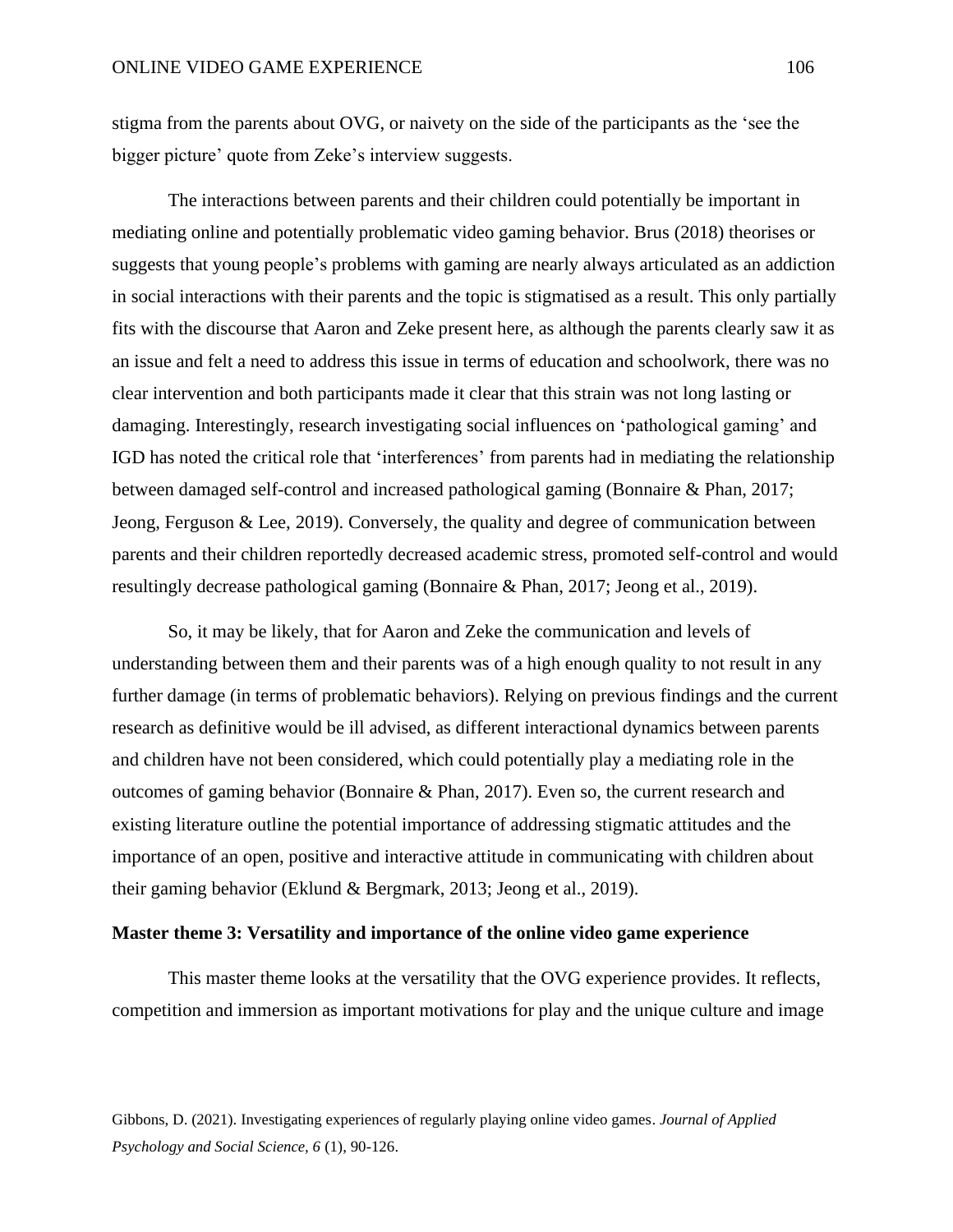stigma from the parents about OVG, or naivety on the side of the participants as the ‘see the bigger picture’ quote from Zeke’s interview suggests.

The interactions between parents and their children could potentially be important in mediating online and potentially problematic video gaming behavior. Brus (2018) theorises or suggests that young people’s problems with gaming are nearly always articulated as an addiction in social interactions with their parents and the topic is stigmatised as a result. This only partially fits with the discourse that Aaron and Zeke present here, as although the parents clearly saw it as an issue and felt a need to address this issue in terms of education and schoolwork, there was no clear intervention and both participants made it clear that this strain was not long lasting or damaging. Interestingly, research investigating social influences on ‘pathological gaming’ and IGD has noted the critical role that ‘interferences’ from parents had in mediating the relationship between damaged self-control and increased pathological gaming (Bonnaire & Phan, 2017; Jeong, Ferguson & Lee, 2019). Conversely, the quality and degree of communication between parents and their children reportedly decreased academic stress, promoted self-control and would resultingly decrease pathological gaming (Bonnaire & Phan, 2017; Jeong et al., 2019).

So, it may be likely, that for Aaron and Zeke the communication and levels of understanding between them and their parents was of a high enough quality to not result in any further damage (in terms of problematic behaviors). Relying on previous findings and the current research as definitive would be ill advised, as different interactional dynamics between parents and children have not been considered, which could potentially play a mediating role in the outcomes of gaming behavior (Bonnaire & Phan, 2017). Even so, the current research and existing literature outline the potential importance of addressing stigmatic attitudes and the importance of an open, positive and interactive attitude in communicating with children about their gaming behavior (Eklund & Bergmark, 2013; Jeong et al., 2019).

### Master theme 3: Versatility and importance of the online video game experience

This master theme looks at the versatility that the OVG experience provides. It reflects, competition and immersion as important motivations for play and the unique culture and image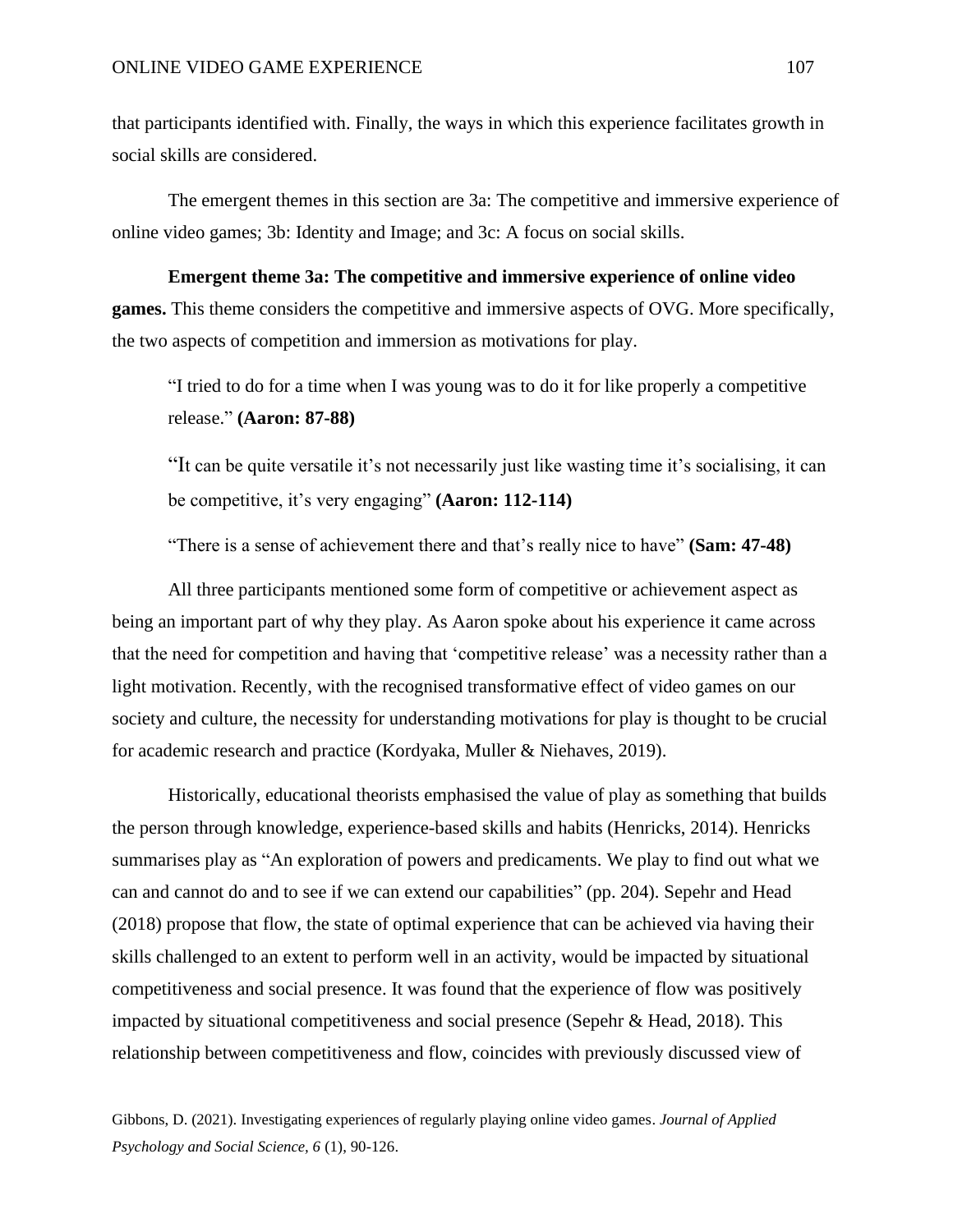that participants identified with. Finally, the ways in which this experience facilitates growth in social skills are considered.

The emergent themes in this section are 3a: The competitive and immersive experience of online video games; 3b: Identity and Image; and 3c: A focus on social skills.

**Emergent theme 3a: The competitive and immersive experience of online video games.** This theme considers the competitive and immersive aspects of OVG. More specifically, the two aspects of competition and immersion as motivations for play.

> "I tried to do for a time when I was young was to do it for like properly a competitive release." **(Aaron: 87-88)**
>
> "It can be quite versatile it's not necessarily just like wasting time it's socialising, it can be competitive, it's very engaging" **(Aaron: 112-114)**
>
> "There is a sense of achievement there and that's really nice to have" **(Sam: 47-48)**

All three participants mentioned some form of competitive or achievement aspect as being an important part of why they play. As Aaron spoke about his experience it came across that the need for competition and having that 'competitive release' was a necessity rather than a light motivation. Recently, with the recognised transformative effect of video games on our society and culture, the necessity for understanding motivations for play is thought to be crucial for academic research and practice (Kordyaka, Muller & Niehaves, 2019).

Historically, educational theorists emphasised the value of play as something that builds the person through knowledge, experience-based skills and habits (Henricks, 2014). Henricks summarises play as "An exploration of powers and predicaments. We play to find out what we can and cannot do and to see if we can extend our capabilities" (pp. 204). Sepehr and Head (2018) propose that flow, the state of optimal experience that can be achieved via having their skills challenged to an extent to perform well in an activity, would be impacted by situational competitiveness and social presence. It was found that the experience of flow was positively impacted by situational competitiveness and social presence (Sepehr & Head, 2018). This relationship between competitiveness and flow, coincides with previously discussed view of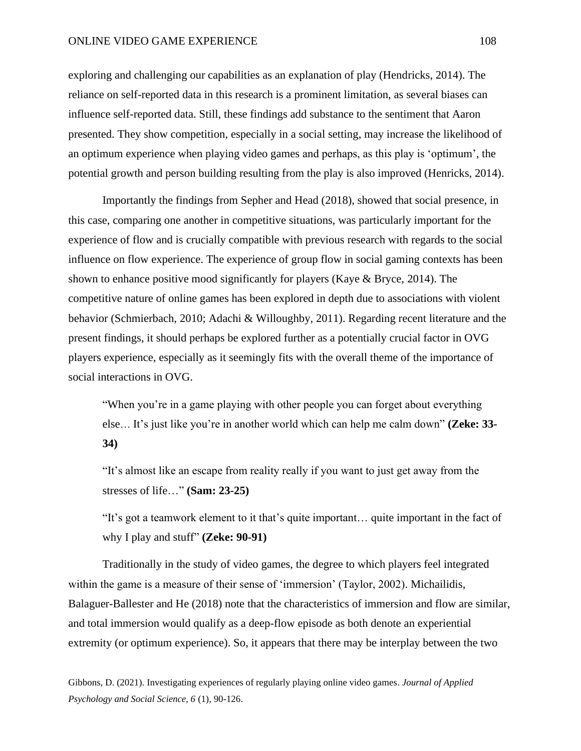exploring and challenging our capabilities as an explanation of play (Hendricks, 2014). The reliance on self-reported data in this research is a prominent limitation, as several biases can influence self-reported data. Still, these findings add substance to the sentiment that Aaron presented. They show competition, especially in a social setting, may increase the likelihood of an optimum experience when playing video games and perhaps, as this play is 'optimum', the potential growth and person building resulting from the play is also improved (Henricks, 2014).

Importantly the findings from Sepher and Head (2018), showed that social presence, in this case, comparing one another in competitive situations, was particularly important for the experience of flow and is crucially compatible with previous research with regards to the social influence on flow experience. The experience of group flow in social gaming contexts has been shown to enhance positive mood significantly for players (Kaye & Bryce, 2014). The competitive nature of online games has been explored in depth due to associations with violent behavior (Schmierbach, 2010; Adachi & Willoughby, 2011). Regarding recent literature and the present findings, it should perhaps be explored further as a potentially crucial factor in OVG players experience, especially as it seemingly fits with the overall theme of the importance of social interactions in OVG.

> "When you're in a game playing with other people you can forget about everything else… It's just like you're in another world which can help me calm down" **(Zeke: 33-34)**
>
> "It's almost like an escape from reality really if you want to just get away from the stresses of life…" **(Sam: 23-25)**
>
> "It's got a teamwork element to it that's quite important… quite important in the fact of why I play and stuff" **(Zeke: 90-91)**

Traditionally in the study of video games, the degree to which players feel integrated within the game is a measure of their sense of 'immersion' (Taylor, 2002). Michailidis, Balaguer-Ballester and He (2018) note that the characteristics of immersion and flow are similar, and total immersion would qualify as a deep-flow episode as both denote an experiential extremity (or optimum experience). So, it appears that there may be interplay between the two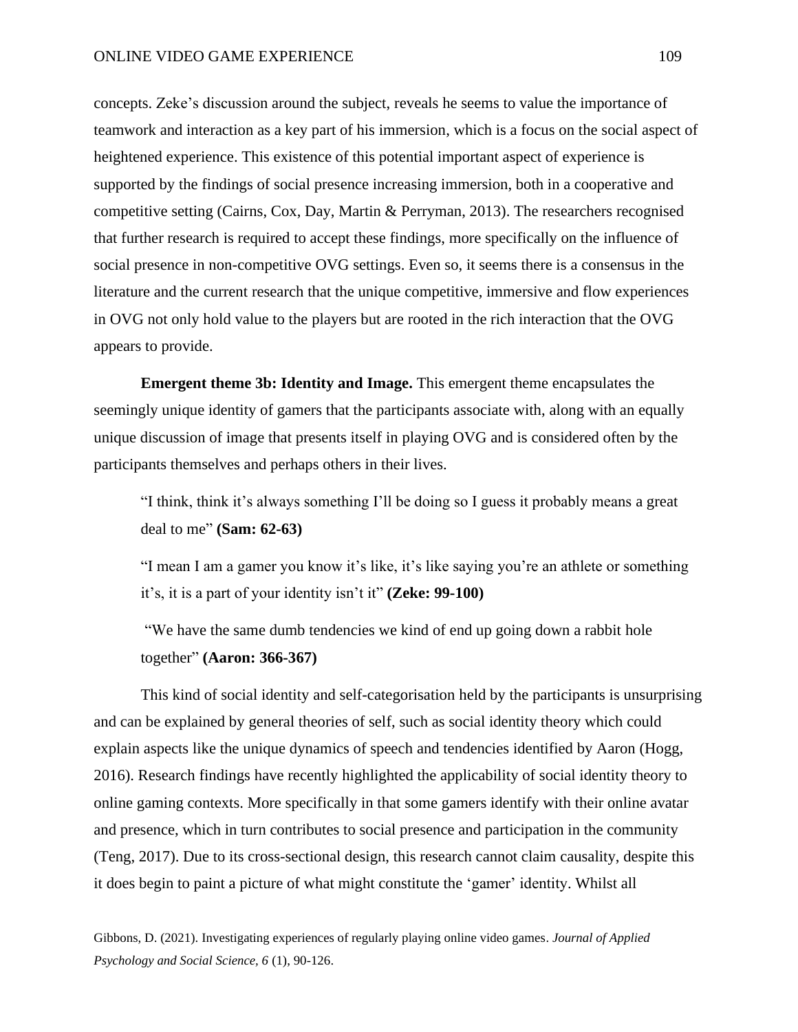concepts. Zeke's discussion around the subject, reveals he seems to value the importance of teamwork and interaction as a key part of his immersion, which is a focus on the social aspect of heightened experience. This existence of this potential important aspect of experience is supported by the findings of social presence increasing immersion, both in a cooperative and competitive setting (Cairns, Cox, Day, Martin & Perryman, 2013). The researchers recognised that further research is required to accept these findings, more specifically on the influence of social presence in non-competitive OVG settings. Even so, it seems there is a consensus in the literature and the current research that the unique competitive, immersive and flow experiences in OVG not only hold value to the players but are rooted in the rich interaction that the OVG appears to provide.

**Emergent theme 3b: Identity and Image.** This emergent theme encapsulates the seemingly unique identity of gamers that the participants associate with, along with an equally unique discussion of image that presents itself in playing OVG and is considered often by the participants themselves and perhaps others in their lives.

> "I think, think it's always something I'll be doing so I guess it probably means a great deal to me" **(Sam: 62-63)**

> "I mean I am a gamer you know it's like, it's like saying you're an athlete or something it's, it is a part of your identity isn't it" **(Zeke: 99-100)**

> "We have the same dumb tendencies we kind of end up going down a rabbit hole together" **(Aaron: 366-367)**

This kind of social identity and self-categorisation held by the participants is unsurprising and can be explained by general theories of self, such as social identity theory which could explain aspects like the unique dynamics of speech and tendencies identified by Aaron (Hogg, 2016). Research findings have recently highlighted the applicability of social identity theory to online gaming contexts. More specifically in that some gamers identify with their online avatar and presence, which in turn contributes to social presence and participation in the community (Teng, 2017). Due to its cross-sectional design, this research cannot claim causality, despite this it does begin to paint a picture of what might constitute the 'gamer' identity. Whilst all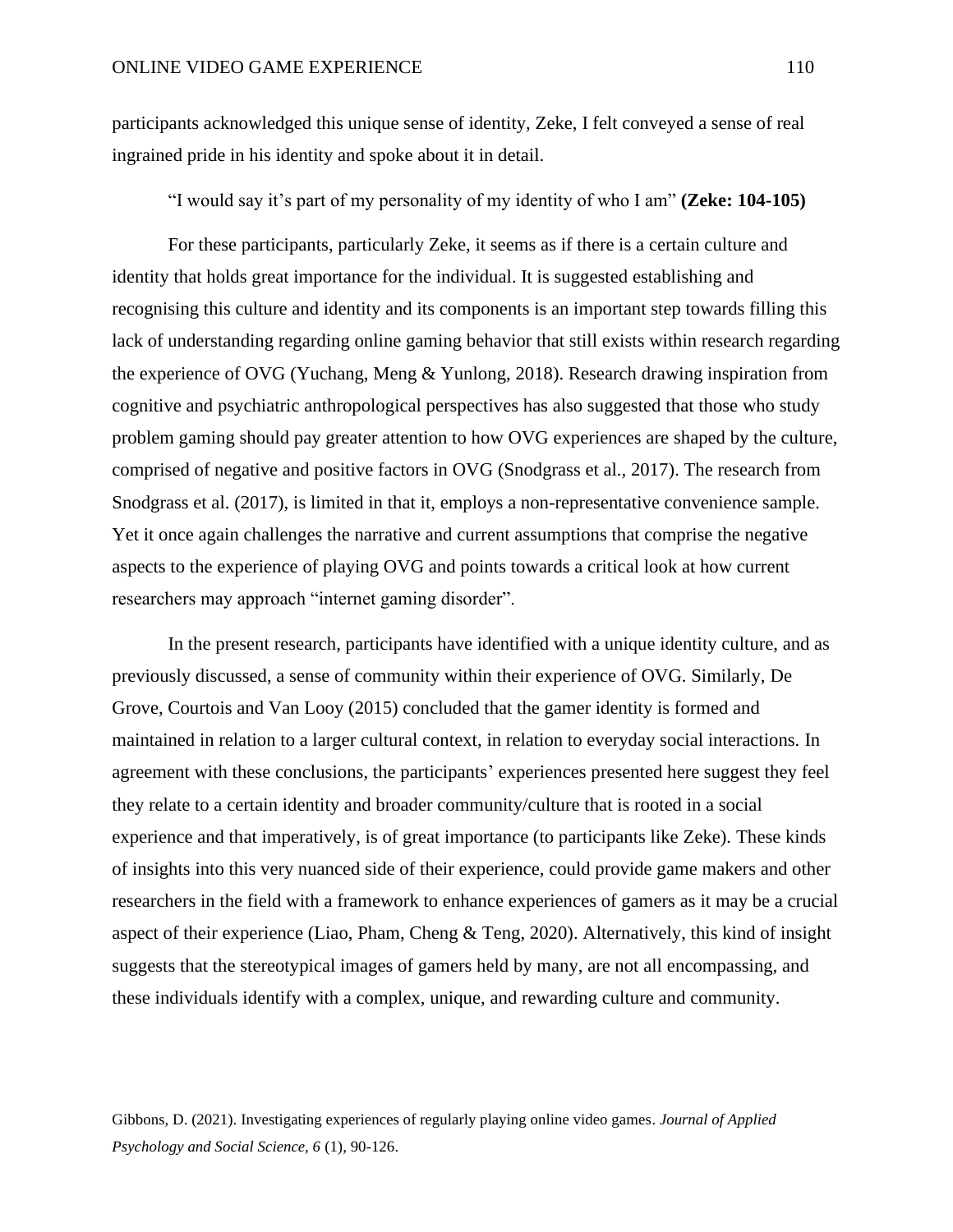participants acknowledged this unique sense of identity, Zeke, I felt conveyed a sense of real ingrained pride in his identity and spoke about it in detail.

"I would say it's part of my personality of my identity of who I am" **(Zeke: 104-105)**

For these participants, particularly Zeke, it seems as if there is a certain culture and identity that holds great importance for the individual. It is suggested establishing and recognising this culture and identity and its components is an important step towards filling this lack of understanding regarding online gaming behavior that still exists within research regarding the experience of OVG (Yuchang, Meng & Yunlong, 2018). Research drawing inspiration from cognitive and psychiatric anthropological perspectives has also suggested that those who study problem gaming should pay greater attention to how OVG experiences are shaped by the culture, comprised of negative and positive factors in OVG (Snodgrass et al., 2017). The research from Snodgrass et al. (2017), is limited in that it, employs a non-representative convenience sample. Yet it once again challenges the narrative and current assumptions that comprise the negative aspects to the experience of playing OVG and points towards a critical look at how current researchers may approach "internet gaming disorder".

In the present research, participants have identified with a unique identity culture, and as previously discussed, a sense of community within their experience of OVG. Similarly, De Grove, Courtois and Van Looy (2015) concluded that the gamer identity is formed and maintained in relation to a larger cultural context, in relation to everyday social interactions. In agreement with these conclusions, the participants' experiences presented here suggest they feel they relate to a certain identity and broader community/culture that is rooted in a social experience and that imperatively, is of great importance (to participants like Zeke). These kinds of insights into this very nuanced side of their experience, could provide game makers and other researchers in the field with a framework to enhance experiences of gamers as it may be a crucial aspect of their experience (Liao, Pham, Cheng & Teng, 2020). Alternatively, this kind of insight suggests that the stereotypical images of gamers held by many, are not all encompassing, and these individuals identify with a complex, unique, and rewarding culture and community.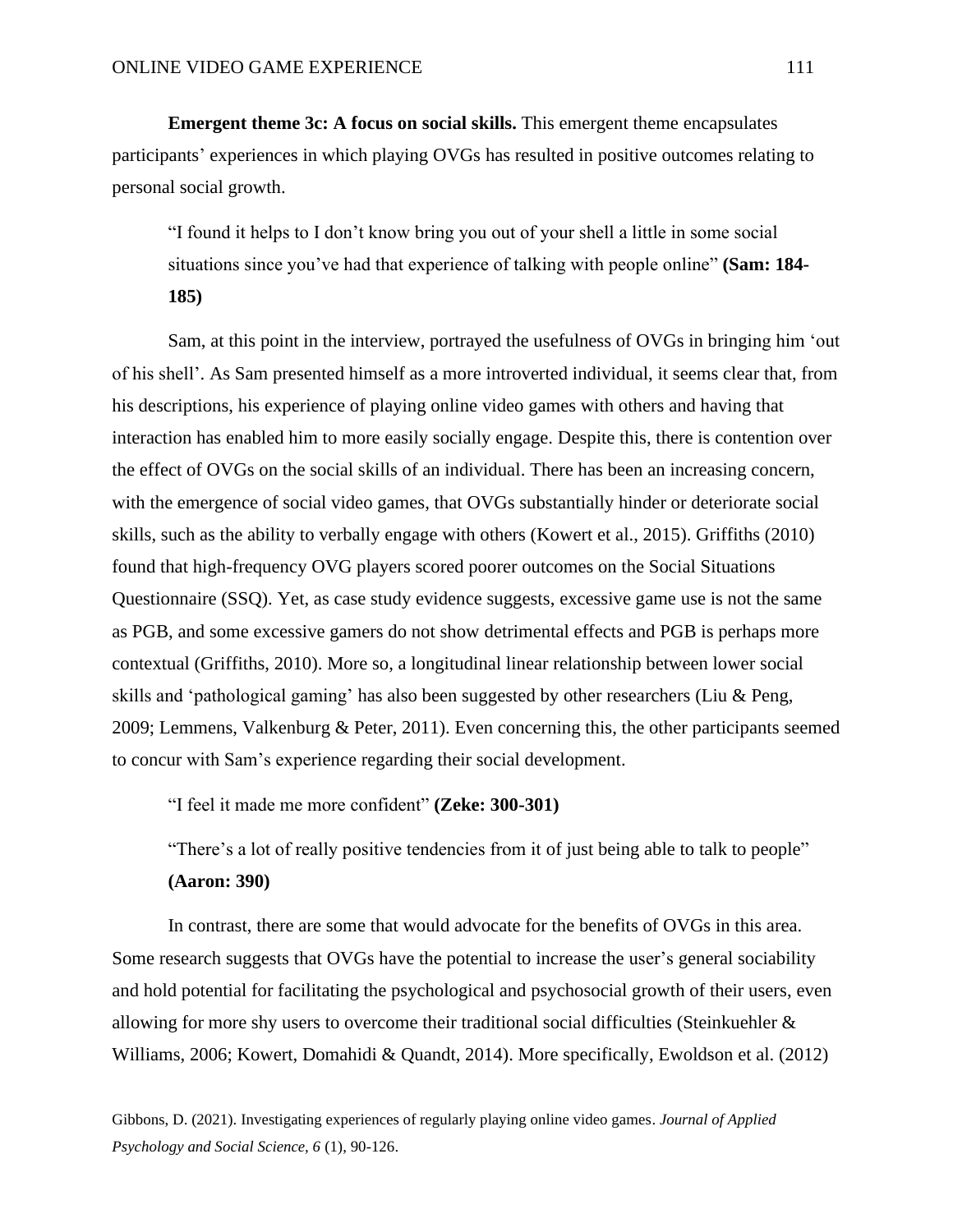**Emergent theme 3c: A focus on social skills.** This emergent theme encapsulates participants' experiences in which playing OVGs has resulted in positive outcomes relating to personal social growth.

> "I found it helps to I don't know bring you out of your shell a little in some social situations since you've had that experience of talking with people online" **(Sam: 184-185)**

Sam, at this point in the interview, portrayed the usefulness of OVGs in bringing him 'out of his shell'. As Sam presented himself as a more introverted individual, it seems clear that, from his descriptions, his experience of playing online video games with others and having that interaction has enabled him to more easily socially engage. Despite this, there is contention over the effect of OVGs on the social skills of an individual. There has been an increasing concern, with the emergence of social video games, that OVGs substantially hinder or deteriorate social skills, such as the ability to verbally engage with others (Kowert et al., 2015). Griffiths (2010) found that high-frequency OVG players scored poorer outcomes on the Social Situations Questionnaire (SSQ). Yet, as case study evidence suggests, excessive game use is not the same as PGB, and some excessive gamers do not show detrimental effects and PGB is perhaps more contextual (Griffiths, 2010). More so, a longitudinal linear relationship between lower social skills and 'pathological gaming' has also been suggested by other researchers (Liu & Peng, 2009; Lemmens, Valkenburg & Peter, 2011). Even concerning this, the other participants seemed to concur with Sam's experience regarding their social development.

> "I feel it made me more confident" **(Zeke: 300-301)**

> "There's a lot of really positive tendencies from it of just being able to talk to people" **(Aaron: 390)**

In contrast, there are some that would advocate for the benefits of OVGs in this area. Some research suggests that OVGs have the potential to increase the user's general sociability and hold potential for facilitating the psychological and psychosocial growth of their users, even allowing for more shy users to overcome their traditional social difficulties (Steinkuehler & Williams, 2006; Kowert, Domahidi & Quandt, 2014). More specifically, Ewoldson et al. (2012)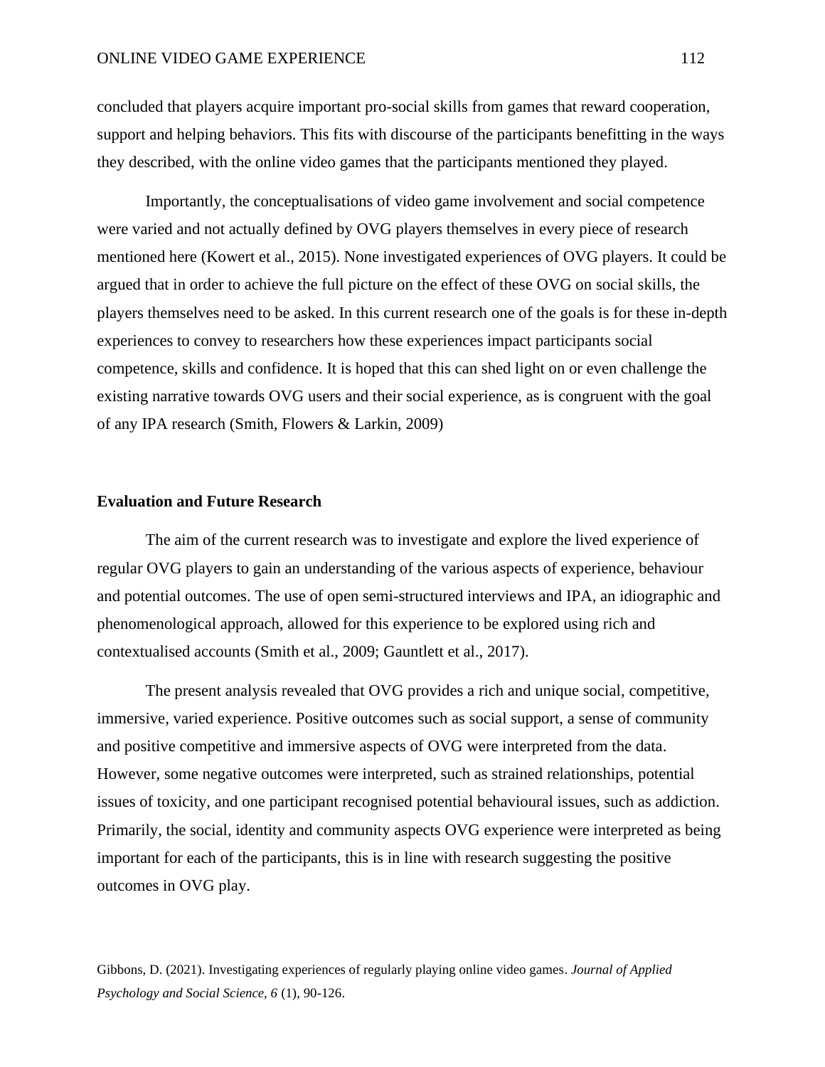concluded that players acquire important pro-social skills from games that reward cooperation, support and helping behaviors. This fits with discourse of the participants benefitting in the ways they described, with the online video games that the participants mentioned they played.

Importantly, the conceptualisations of video game involvement and social competence were varied and not actually defined by OVG players themselves in every piece of research mentioned here (Kowert et al., 2015). None investigated experiences of OVG players. It could be argued that in order to achieve the full picture on the effect of these OVG on social skills, the players themselves need to be asked. In this current research one of the goals is for these in-depth experiences to convey to researchers how these experiences impact participants social competence, skills and confidence. It is hoped that this can shed light on or even challenge the existing narrative towards OVG users and their social experience, as is congruent with the goal of any IPA research (Smith, Flowers & Larkin, 2009)

**Evaluation and Future Research**

The aim of the current research was to investigate and explore the lived experience of regular OVG players to gain an understanding of the various aspects of experience, behaviour and potential outcomes. The use of open semi-structured interviews and IPA, an idiographic and phenomenological approach, allowed for this experience to be explored using rich and contextualised accounts (Smith et al., 2009; Gauntlett et al., 2017).

The present analysis revealed that OVG provides a rich and unique social, competitive, immersive, varied experience. Positive outcomes such as social support, a sense of community and positive competitive and immersive aspects of OVG were interpreted from the data. However, some negative outcomes were interpreted, such as strained relationships, potential issues of toxicity, and one participant recognised potential behavioural issues, such as addiction. Primarily, the social, identity and community aspects OVG experience were interpreted as being important for each of the participants, this is in line with research suggesting the positive outcomes in OVG play.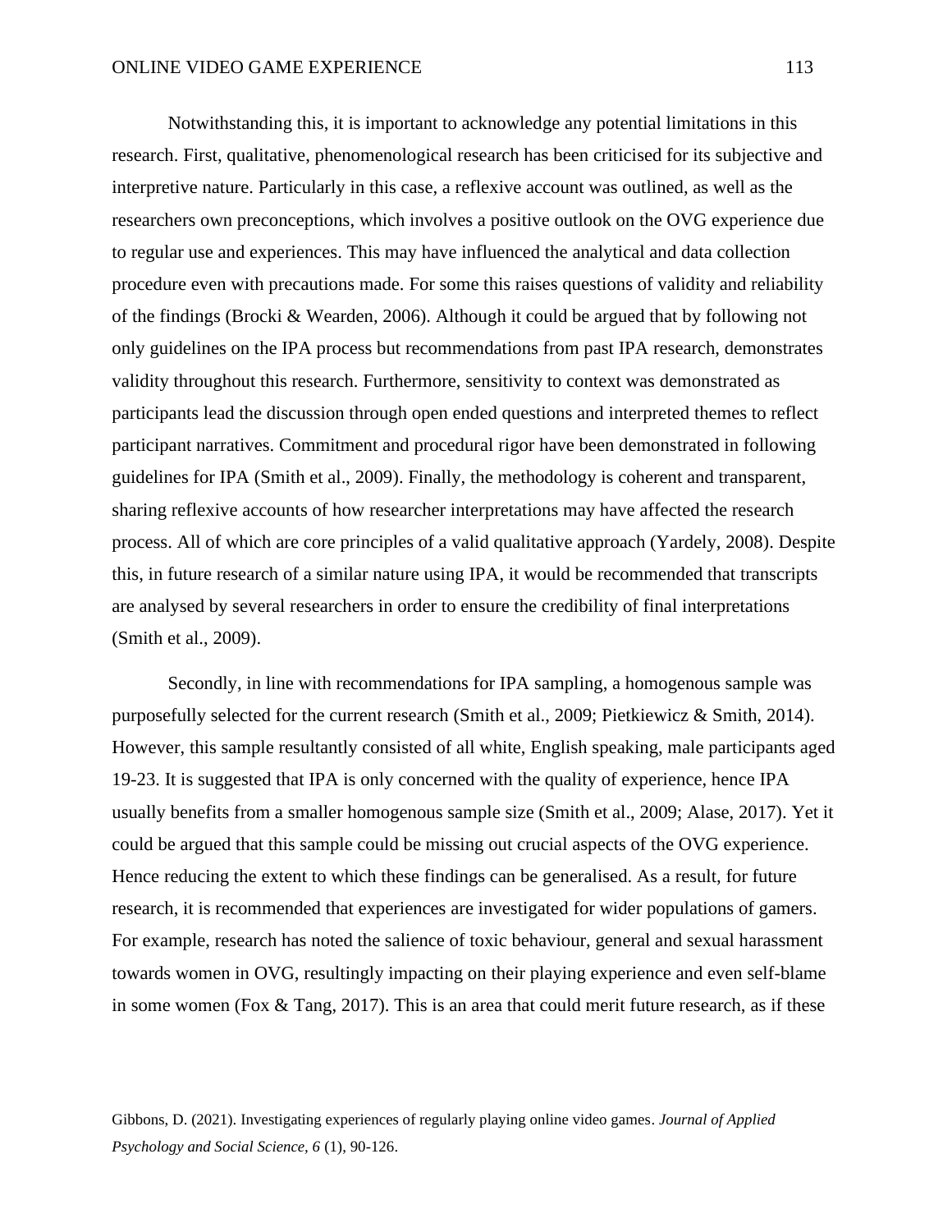Notwithstanding this, it is important to acknowledge any potential limitations in this research. First, qualitative, phenomenological research has been criticised for its subjective and interpretive nature. Particularly in this case, a reflexive account was outlined, as well as the researchers own preconceptions, which involves a positive outlook on the OVG experience due to regular use and experiences. This may have influenced the analytical and data collection procedure even with precautions made. For some this raises questions of validity and reliability of the findings (Brocki & Wearden, 2006). Although it could be argued that by following not only guidelines on the IPA process but recommendations from past IPA research, demonstrates validity throughout this research. Furthermore, sensitivity to context was demonstrated as participants lead the discussion through open ended questions and interpreted themes to reflect participant narratives. Commitment and procedural rigor have been demonstrated in following guidelines for IPA (Smith et al., 2009). Finally, the methodology is coherent and transparent, sharing reflexive accounts of how researcher interpretations may have affected the research process. All of which are core principles of a valid qualitative approach (Yardely, 2008). Despite this, in future research of a similar nature using IPA, it would be recommended that transcripts are analysed by several researchers in order to ensure the credibility of final interpretations (Smith et al., 2009).

Secondly, in line with recommendations for IPA sampling, a homogenous sample was purposefully selected for the current research (Smith et al., 2009; Pietkiewicz & Smith, 2014). However, this sample resultantly consisted of all white, English speaking, male participants aged 19-23. It is suggested that IPA is only concerned with the quality of experience, hence IPA usually benefits from a smaller homogenous sample size (Smith et al., 2009; Alase, 2017). Yet it could be argued that this sample could be missing out crucial aspects of the OVG experience. Hence reducing the extent to which these findings can be generalised. As a result, for future research, it is recommended that experiences are investigated for wider populations of gamers. For example, research has noted the salience of toxic behaviour, general and sexual harassment towards women in OVG, resultingly impacting on their playing experience and even self-blame in some women (Fox & Tang, 2017). This is an area that could merit future research, as if these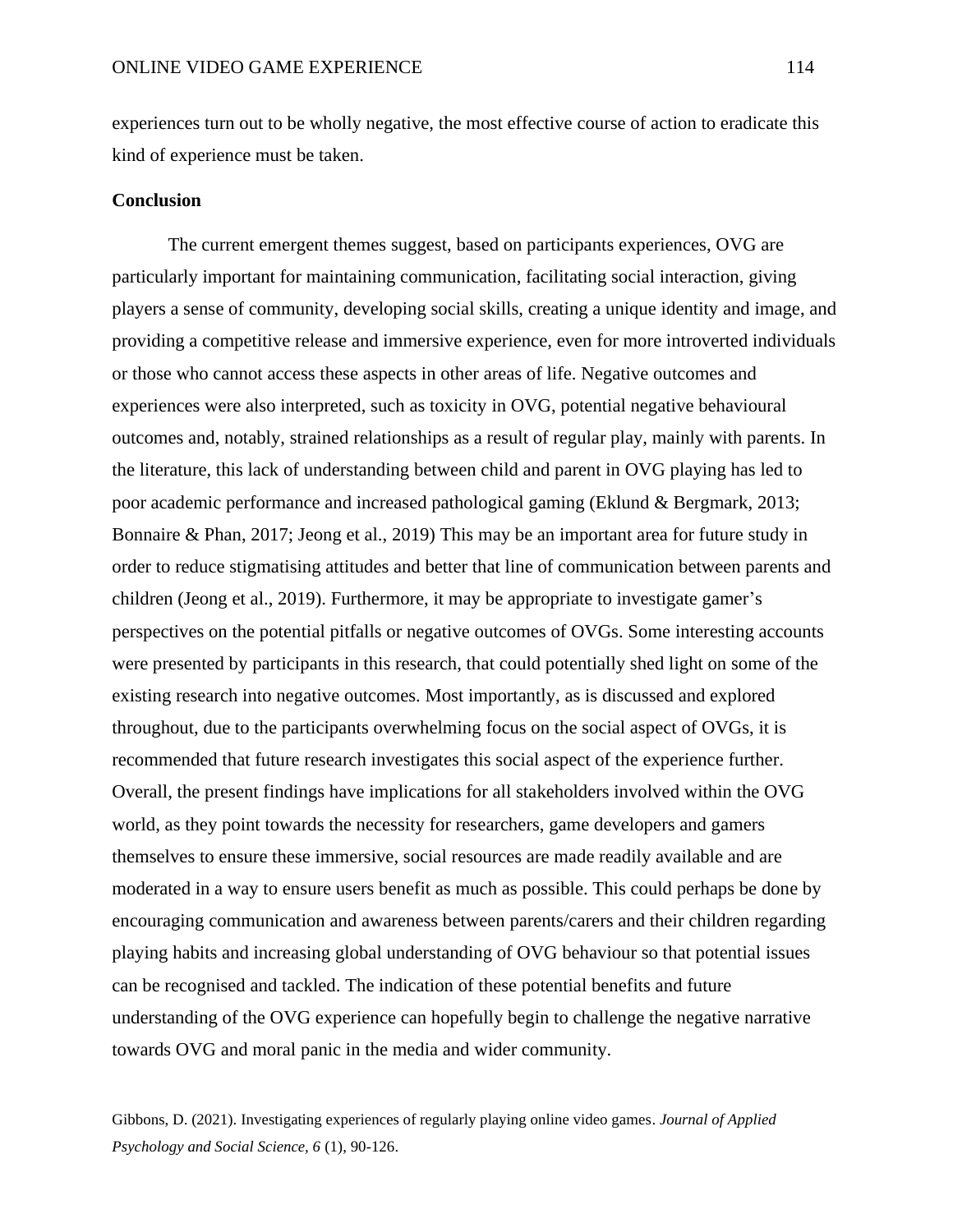experiences turn out to be wholly negative, the most effective course of action to eradicate this kind of experience must be taken.

## Conclusion

The current emergent themes suggest, based on participants experiences, OVG are particularly important for maintaining communication, facilitating social interaction, giving players a sense of community, developing social skills, creating a unique identity and image, and providing a competitive release and immersive experience, even for more introverted individuals or those who cannot access these aspects in other areas of life. Negative outcomes and experiences were also interpreted, such as toxicity in OVG, potential negative behavioural outcomes and, notably, strained relationships as a result of regular play, mainly with parents. In the literature, this lack of understanding between child and parent in OVG playing has led to poor academic performance and increased pathological gaming (Eklund & Bergmark, 2013; Bonnaire & Phan, 2017; Jeong et al., 2019) This may be an important area for future study in order to reduce stigmatising attitudes and better that line of communication between parents and children (Jeong et al., 2019). Furthermore, it may be appropriate to investigate gamer's perspectives on the potential pitfalls or negative outcomes of OVGs. Some interesting accounts were presented by participants in this research, that could potentially shed light on some of the existing research into negative outcomes. Most importantly, as is discussed and explored throughout, due to the participants overwhelming focus on the social aspect of OVGs, it is recommended that future research investigates this social aspect of the experience further. Overall, the present findings have implications for all stakeholders involved within the OVG world, as they point towards the necessity for researchers, game developers and gamers themselves to ensure these immersive, social resources are made readily available and are moderated in a way to ensure users benefit as much as possible. This could perhaps be done by encouraging communication and awareness between parents/carers and their children regarding playing habits and increasing global understanding of OVG behaviour so that potential issues can be recognised and tackled. The indication of these potential benefits and future understanding of the OVG experience can hopefully begin to challenge the negative narrative towards OVG and moral panic in the media and wider community.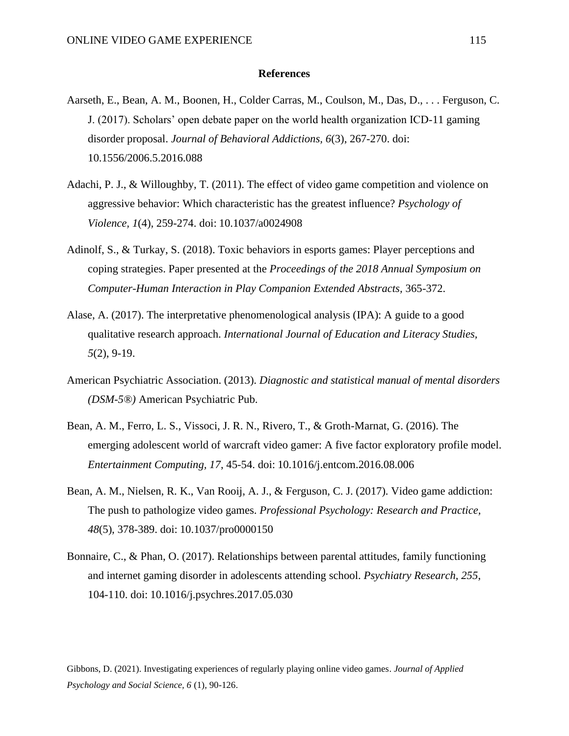**References**

Aarseth, E., Bean, A. M., Boonen, H., Colder Carras, M., Coulson, M., Das, D., . . . Ferguson, C. J. (2017). Scholars' open debate paper on the world health organization ICD-11 gaming disorder proposal. *Journal of Behavioral Addictions, 6*(3), 267-270. doi: 10.1556/2006.5.2016.088

Adachi, P. J., & Willoughby, T. (2011). The effect of video game competition and violence on aggressive behavior: Which characteristic has the greatest influence? *Psychology of Violence, 1*(4), 259-274. doi: 10.1037/a0024908

Adinolf, S., & Turkay, S. (2018). Toxic behaviors in esports games: Player perceptions and coping strategies. Paper presented at the *Proceedings of the 2018 Annual Symposium on Computer-Human Interaction in Play Companion Extended Abstracts*, 365-372.

Alase, A. (2017). The interpretative phenomenological analysis (IPA): A guide to a good qualitative research approach. *International Journal of Education and Literacy Studies, 5*(2), 9-19.

American Psychiatric Association. (2013). *Diagnostic and statistical manual of mental disorders (DSM-5®)* American Psychiatric Pub.

Bean, A. M., Ferro, L. S., Vissoci, J. R. N., Rivero, T., & Groth-Marnat, G. (2016). The emerging adolescent world of warcraft video gamer: A five factor exploratory profile model. *Entertainment Computing, 17*, 45-54. doi: 10.1016/j.entcom.2016.08.006

Bean, A. M., Nielsen, R. K., Van Rooij, A. J., & Ferguson, C. J. (2017). Video game addiction: The push to pathologize video games. *Professional Psychology: Research and Practice, 48*(5), 378-389. doi: 10.1037/pro0000150

Bonnaire, C., & Phan, O. (2017). Relationships between parental attitudes, family functioning and internet gaming disorder in adolescents attending school. *Psychiatry Research, 255*, 104-110. doi: 10.1016/j.psychres.2017.05.030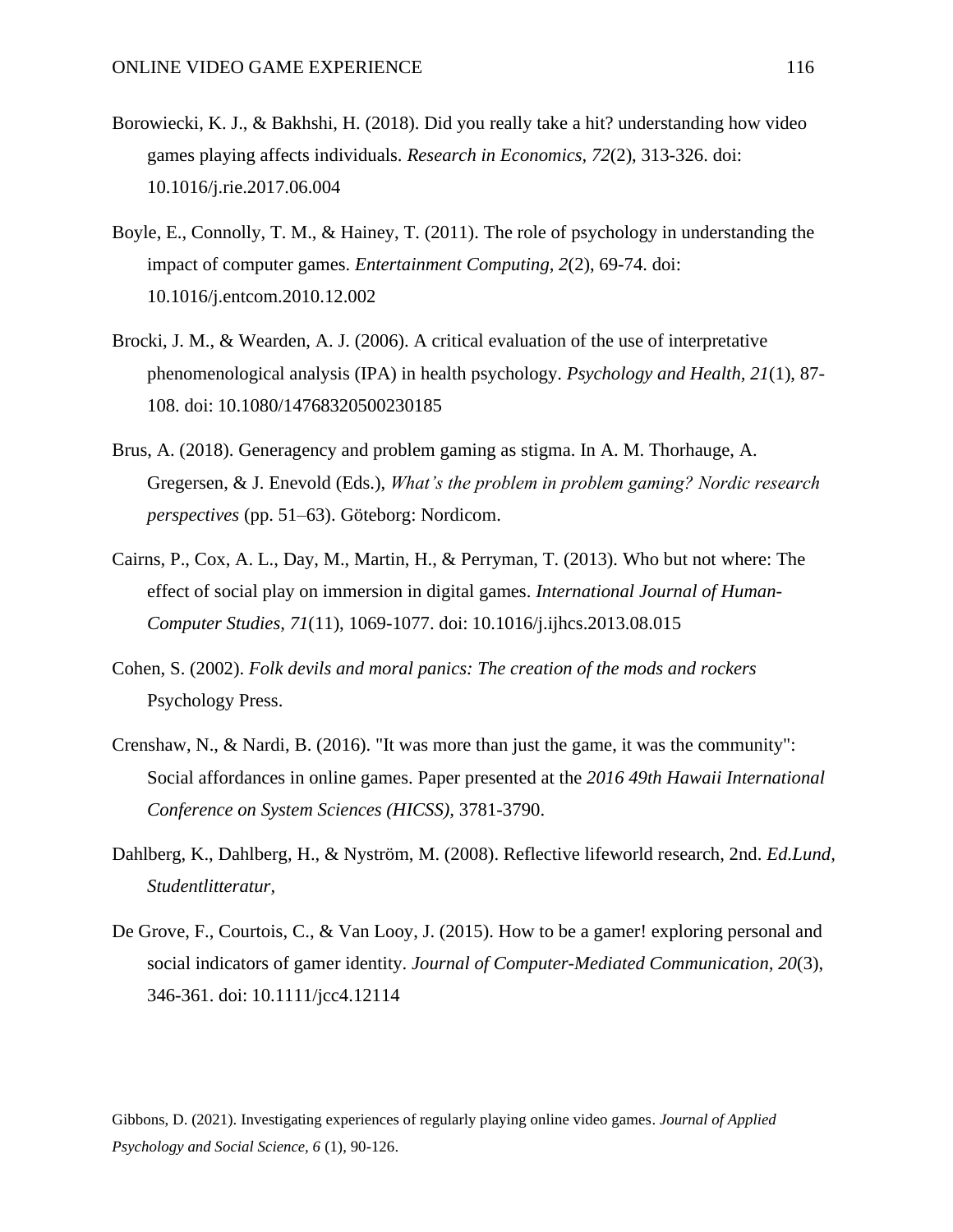Borowiecki, K. J., & Bakhshi, H. (2018). Did you really take a hit? understanding how video games playing affects individuals. *Research in Economics, 72*(2), 313-326. doi: 10.1016/j.rie.2017.06.004

Boyle, E., Connolly, T. M., & Hainey, T. (2011). The role of psychology in understanding the impact of computer games. *Entertainment Computing, 2*(2), 69-74. doi: 10.1016/j.entcom.2010.12.002

Brocki, J. M., & Wearden, A. J. (2006). A critical evaluation of the use of interpretative phenomenological analysis (IPA) in health psychology. *Psychology and Health, 21*(1), 87-108. doi: 10.1080/14768320500230185

Brus, A. (2018). Generagency and problem gaming as stigma. In A. M. Thorhauge, A. Gregersen, & J. Enevold (Eds.), *What's the problem in problem gaming? Nordic research perspectives* (pp. 51–63). Göteborg: Nordicom.

Cairns, P., Cox, A. L., Day, M., Martin, H., & Perryman, T. (2013). Who but not where: The effect of social play on immersion in digital games. *International Journal of Human-Computer Studies, 71*(11), 1069-1077. doi: 10.1016/j.ijhcs.2013.08.015

Cohen, S. (2002). *Folk devils and moral panics: The creation of the mods and rockers* Psychology Press.

Crenshaw, N., & Nardi, B. (2016). "It was more than just the game, it was the community": Social affordances in online games. Paper presented at the *2016 49th Hawaii International Conference on System Sciences (HICSS),* 3781-3790.

Dahlberg, K., Dahlberg, H., & Nyström, M. (2008). Reflective lifeworld research, 2nd. *Ed.Lund, Studentlitteratur,*

De Grove, F., Courtois, C., & Van Looy, J. (2015). How to be a gamer! exploring personal and social indicators of gamer identity. *Journal of Computer-Mediated Communication, 20*(3), 346-361. doi: 10.1111/jcc4.12114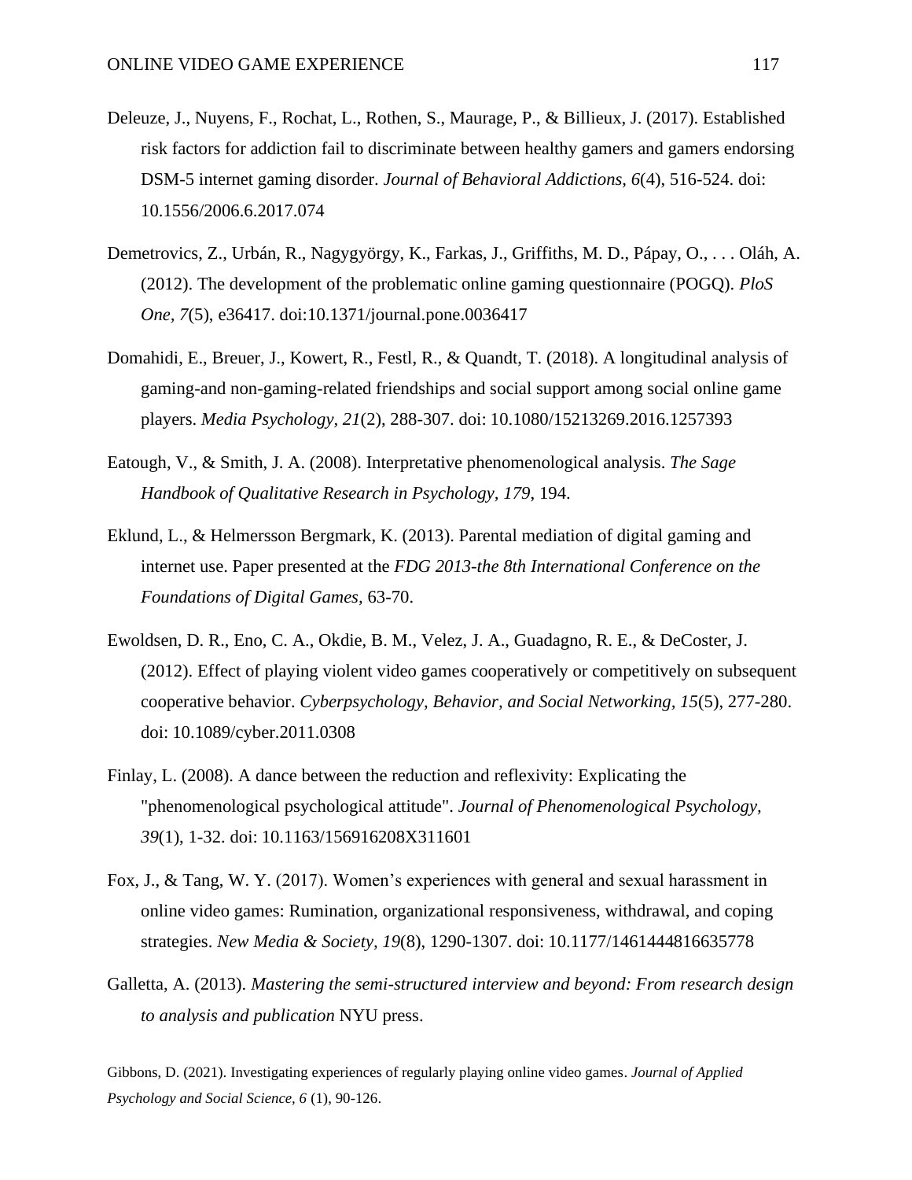Deleuze, J., Nuyens, F., Rochat, L., Rothen, S., Maurage, P., & Billieux, J. (2017). Established risk factors for addiction fail to discriminate between healthy gamers and gamers endorsing DSM-5 internet gaming disorder. *Journal of Behavioral Addictions, 6*(4), 516-524. doi: 10.1556/2006.6.2017.074

Demetrovics, Z., Urbán, R., Nagygyörgy, K., Farkas, J., Griffiths, M. D., Pápay, O., . . . Oláh, A. (2012). The development of the problematic online gaming questionnaire (POGQ). *PloS One, 7*(5), e36417. doi:10.1371/journal.pone.0036417

Domahidi, E., Breuer, J., Kowert, R., Festl, R., & Quandt, T. (2018). A longitudinal analysis of gaming-and non-gaming-related friendships and social support among social online game players. *Media Psychology, 21*(2), 288-307. doi: 10.1080/15213269.2016.1257393

Eatough, V., & Smith, J. A. (2008). Interpretative phenomenological analysis. *The Sage Handbook of Qualitative Research in Psychology, 179*, 194.

Eklund, L., & Helmersson Bergmark, K. (2013). Parental mediation of digital gaming and internet use. Paper presented at the *FDG 2013-the 8th International Conference on the Foundations of Digital Games*, 63-70.

Ewoldsen, D. R., Eno, C. A., Okdie, B. M., Velez, J. A., Guadagno, R. E., & DeCoster, J. (2012). Effect of playing violent video games cooperatively or competitively on subsequent cooperative behavior. *Cyberpsychology, Behavior, and Social Networking, 15*(5), 277-280. doi: 10.1089/cyber.2011.0308

Finlay, L. (2008). A dance between the reduction and reflexivity: Explicating the "phenomenological psychological attitude". *Journal of Phenomenological Psychology, 39*(1), 1-32. doi: 10.1163/156916208X311601

Fox, J., & Tang, W. Y. (2017). Women's experiences with general and sexual harassment in online video games: Rumination, organizational responsiveness, withdrawal, and coping strategies. *New Media & Society, 19*(8), 1290-1307. doi: 10.1177/1461444816635778

Galletta, A. (2013). *Mastering the semi-structured interview and beyond: From research design to analysis and publication* NYU press.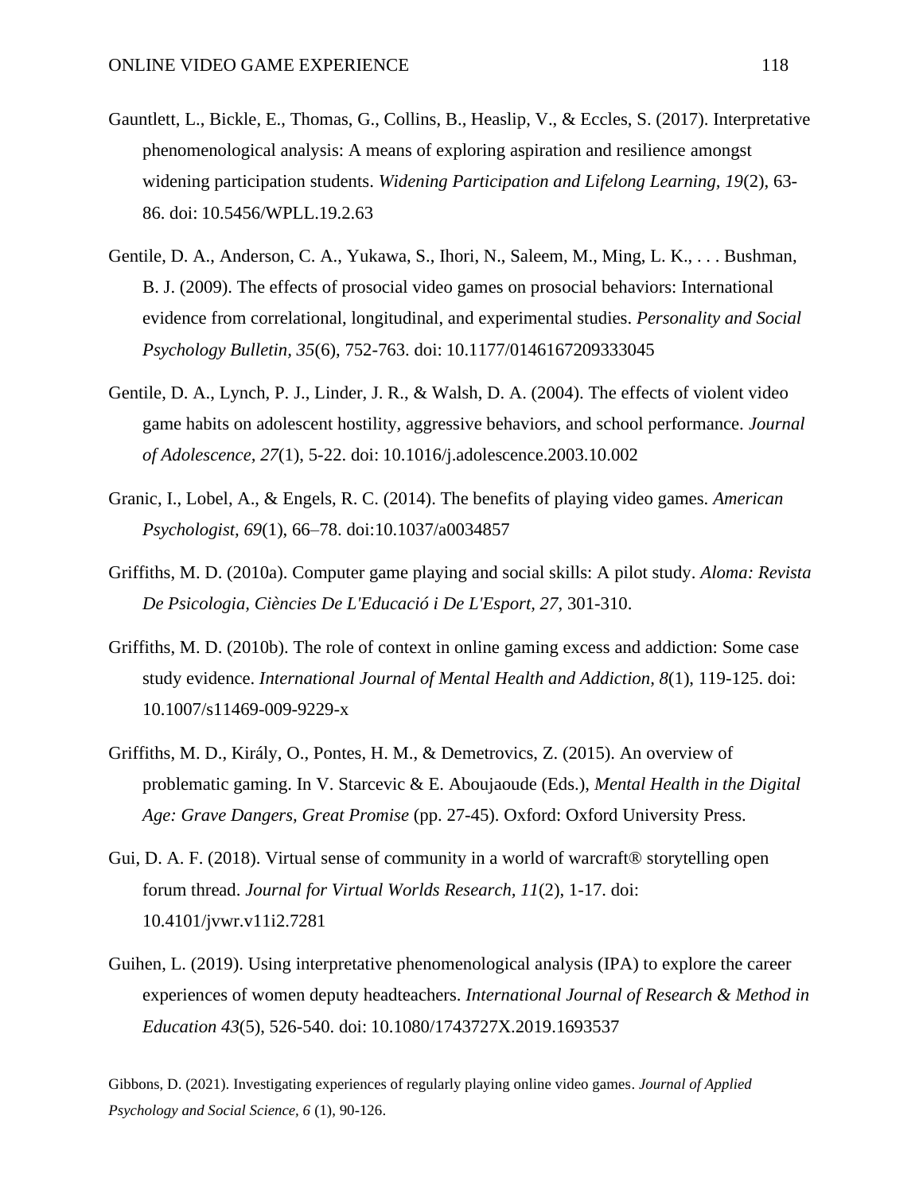Gauntlett, L., Bickle, E., Thomas, G., Collins, B., Heaslip, V., & Eccles, S. (2017). Interpretative phenomenological analysis: A means of exploring aspiration and resilience amongst widening participation students. *Widening Participation and Lifelong Learning, 19*(2), 63-86. doi: 10.5456/WPLL.19.2.63

Gentile, D. A., Anderson, C. A., Yukawa, S., Ihori, N., Saleem, M., Ming, L. K., . . . Bushman, B. J. (2009). The effects of prosocial video games on prosocial behaviors: International evidence from correlational, longitudinal, and experimental studies. *Personality and Social Psychology Bulletin, 35*(6), 752-763. doi: 10.1177/0146167209333045

Gentile, D. A., Lynch, P. J., Linder, J. R., & Walsh, D. A. (2004). The effects of violent video game habits on adolescent hostility, aggressive behaviors, and school performance. *Journal of Adolescence, 27*(1), 5-22. doi: 10.1016/j.adolescence.2003.10.002

Granic, I., Lobel, A., & Engels, R. C. (2014). The benefits of playing video games. *American Psychologist, 69*(1), 66–78. doi:10.1037/a0034857

Griffiths, M. D. (2010a). Computer game playing and social skills: A pilot study. *Aloma: Revista De Psicologia, Ciències De L'Educació i De L'Esport, 27*, 301-310.

Griffiths, M. D. (2010b). The role of context in online gaming excess and addiction: Some case study evidence. *International Journal of Mental Health and Addiction, 8*(1), 119-125. doi: 10.1007/s11469-009-9229-x

Griffiths, M. D., Király, O., Pontes, H. M., & Demetrovics, Z. (2015). An overview of problematic gaming. In V. Starcevic & E. Aboujaoude (Eds.), *Mental Health in the Digital Age: Grave Dangers, Great Promise* (pp. 27-45). Oxford: Oxford University Press.

Gui, D. A. F. (2018). Virtual sense of community in a world of warcraft® storytelling open forum thread. *Journal for Virtual Worlds Research, 11*(2), 1-17. doi: 10.4101/jvwr.v11i2.7281

Guihen, L. (2019). Using interpretative phenomenological analysis (IPA) to explore the career experiences of women deputy headteachers. *International Journal of Research & Method in Education 43*(5), 526-540. doi: 10.1080/1743727X.2019.1693537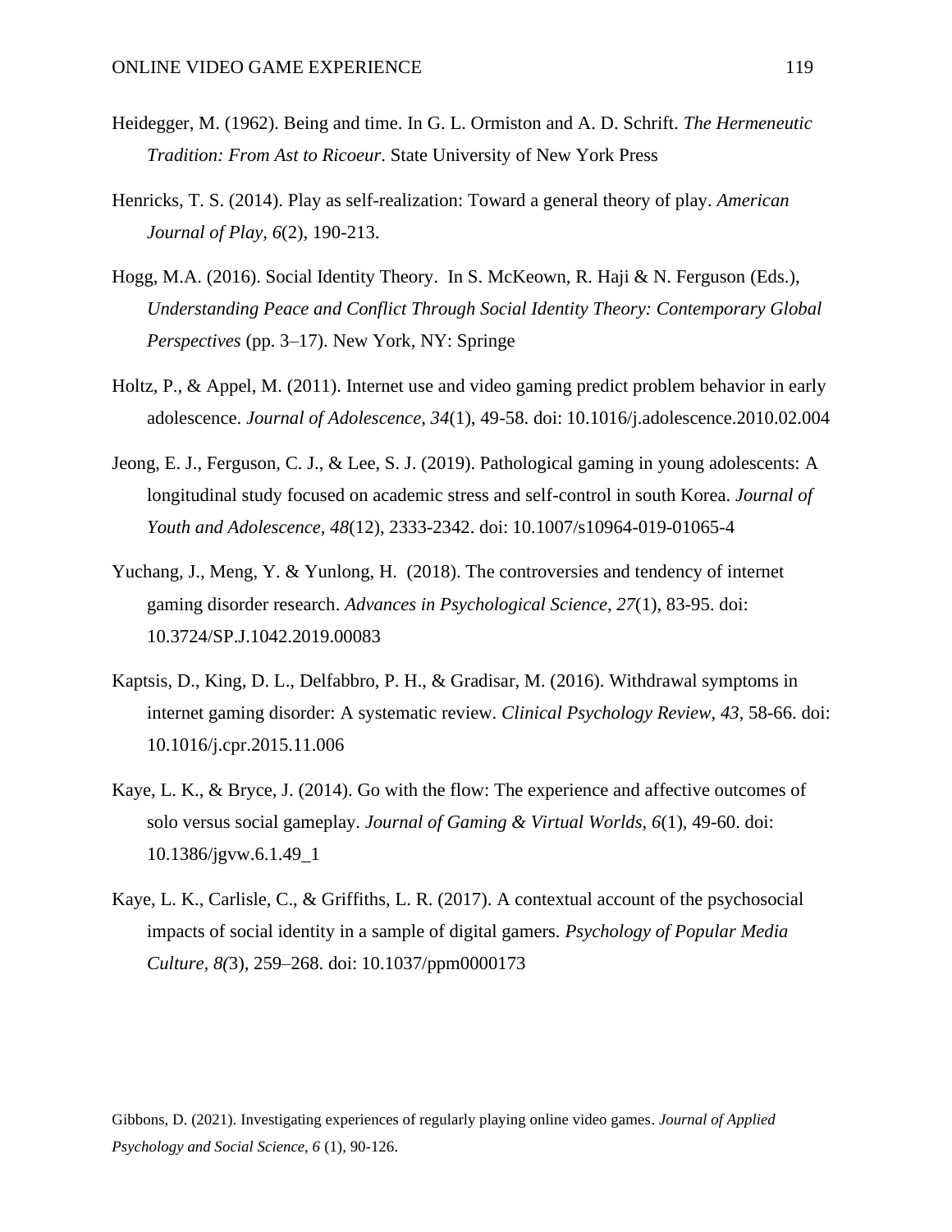Heidegger, M. (1962). Being and time. In G. L. Ormiston and A. D. Schrift. *The Hermeneutic Tradition: From Ast to Ricoeur*. State University of New York Press

Henricks, T. S. (2014). Play as self-realization: Toward a general theory of play. *American Journal of Play, 6*(2), 190-213.

Hogg, M.A. (2016). Social Identity Theory. In S. McKeown, R. Haji & N. Ferguson (Eds.), *Understanding Peace and Conflict Through Social Identity Theory: Contemporary Global Perspectives* (pp. 3–17). New York, NY: Springe

Holtz, P., & Appel, M. (2011). Internet use and video gaming predict problem behavior in early adolescence. *Journal of Adolescence, 34*(1), 49-58. doi: 10.1016/j.adolescence.2010.02.004

Jeong, E. J., Ferguson, C. J., & Lee, S. J. (2019). Pathological gaming in young adolescents: A longitudinal study focused on academic stress and self-control in south Korea. *Journal of Youth and Adolescence, 48*(12), 2333-2342. doi: 10.1007/s10964-019-01065-4

Yuchang, J., Meng, Y. & Yunlong, H. (2018). The controversies and tendency of internet gaming disorder research. *Advances in Psychological Science, 27*(1), 83-95. doi: 10.3724/SP.J.1042.2019.00083

Kaptsis, D., King, D. L., Delfabbro, P. H., & Gradisar, M. (2016). Withdrawal symptoms in internet gaming disorder: A systematic review. *Clinical Psychology Review, 43*, 58-66. doi: 10.1016/j.cpr.2015.11.006

Kaye, L. K., & Bryce, J. (2014). Go with the flow: The experience and affective outcomes of solo versus social gameplay. *Journal of Gaming & Virtual Worlds, 6*(1), 49-60. doi: 10.1386/jgvw.6.1.49_1

Kaye, L. K., Carlisle, C., & Griffiths, L. R. (2017). A contextual account of the psychosocial impacts of social identity in a sample of digital gamers. *Psychology of Popular Media Culture, 8(*3), 259–268. doi: 10.1037/ppm0000173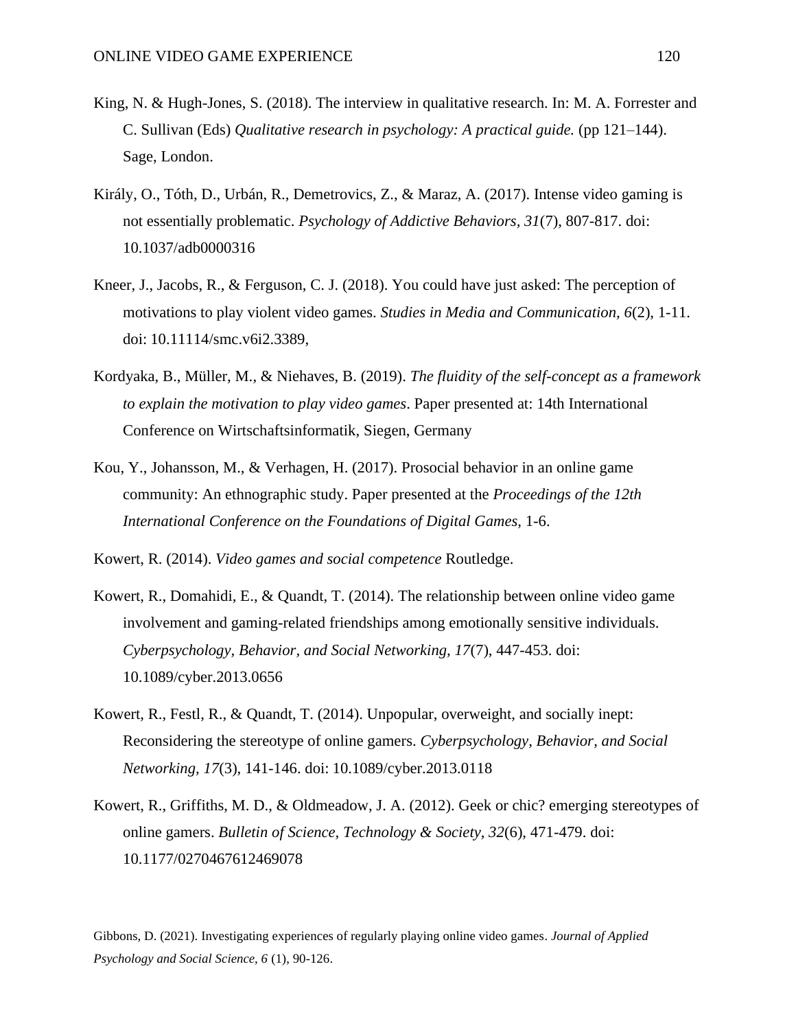King, N. & Hugh-Jones, S. (2018). The interview in qualitative research. In: M. A. Forrester and C. Sullivan (Eds) *Qualitative research in psychology: A practical guide.* (pp 121–144). Sage, London.

Király, O., Tóth, D., Urbán, R., Demetrovics, Z., & Maraz, A. (2017). Intense video gaming is not essentially problematic. *Psychology of Addictive Behaviors, 31*(7), 807-817. doi: 10.1037/adb0000316

Kneer, J., Jacobs, R., & Ferguson, C. J. (2018). You could have just asked: The perception of motivations to play violent video games. *Studies in Media and Communication, 6*(2), 1-11. doi: 10.11114/smc.v6i2.3389,

Kordyaka, B., Müller, M., & Niehaves, B. (2019). *The fluidity of the self-concept as a framework to explain the motivation to play video games*. Paper presented at: 14th International Conference on Wirtschaftsinformatik, Siegen, Germany

Kou, Y., Johansson, M., & Verhagen, H. (2017). Prosocial behavior in an online game community: An ethnographic study. Paper presented at the *Proceedings of the 12th International Conference on the Foundations of Digital Games,* 1-6.

Kowert, R. (2014). *Video games and social competence* Routledge.

Kowert, R., Domahidi, E., & Quandt, T. (2014). The relationship between online video game involvement and gaming-related friendships among emotionally sensitive individuals. *Cyberpsychology, Behavior, and Social Networking, 17*(7), 447-453. doi: 10.1089/cyber.2013.0656

Kowert, R., Festl, R., & Quandt, T. (2014). Unpopular, overweight, and socially inept: Reconsidering the stereotype of online gamers. *Cyberpsychology, Behavior, and Social Networking, 17*(3), 141-146. doi: 10.1089/cyber.2013.0118

Kowert, R., Griffiths, M. D., & Oldmeadow, J. A. (2012). Geek or chic? emerging stereotypes of online gamers. *Bulletin of Science, Technology & Society, 32*(6), 471-479. doi: 10.1177/0270467612469078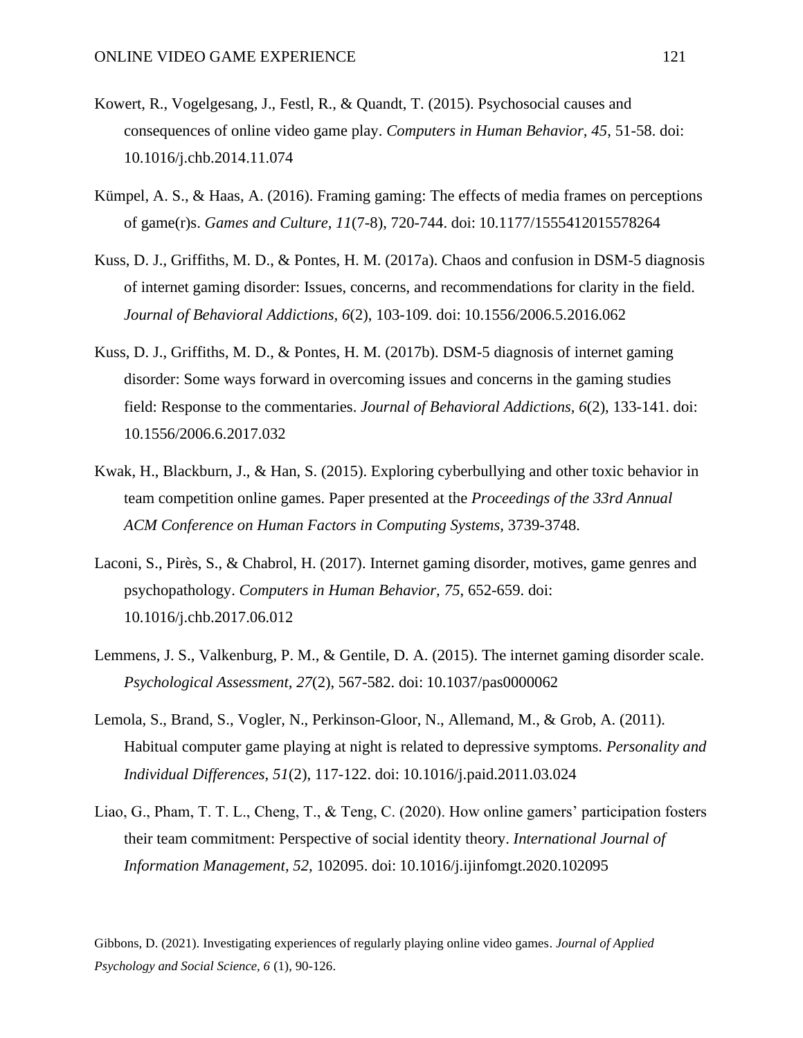Kowert, R., Vogelgesang, J., Festl, R., & Quandt, T. (2015). Psychosocial causes and consequences of online video game play. *Computers in Human Behavior, 45*, 51-58. doi: 10.1016/j.chb.2014.11.074

Kümpel, A. S., & Haas, A. (2016). Framing gaming: The effects of media frames on perceptions of game(r)s. *Games and Culture, 11*(7-8), 720-744. doi: 10.1177/1555412015578264

Kuss, D. J., Griffiths, M. D., & Pontes, H. M. (2017a). Chaos and confusion in DSM-5 diagnosis of internet gaming disorder: Issues, concerns, and recommendations for clarity in the field. *Journal of Behavioral Addictions, 6*(2), 103-109. doi: 10.1556/2006.5.2016.062

Kuss, D. J., Griffiths, M. D., & Pontes, H. M. (2017b). DSM-5 diagnosis of internet gaming disorder: Some ways forward in overcoming issues and concerns in the gaming studies field: Response to the commentaries. *Journal of Behavioral Addictions, 6*(2), 133-141. doi: 10.1556/2006.6.2017.032

Kwak, H., Blackburn, J., & Han, S. (2015). Exploring cyberbullying and other toxic behavior in team competition online games. Paper presented at the *Proceedings of the 33rd Annual ACM Conference on Human Factors in Computing Systems,* 3739-3748.

Laconi, S., Pirès, S., & Chabrol, H. (2017). Internet gaming disorder, motives, game genres and psychopathology. *Computers in Human Behavior, 75*, 652-659. doi: 10.1016/j.chb.2017.06.012

Lemmens, J. S., Valkenburg, P. M., & Gentile, D. A. (2015). The internet gaming disorder scale. *Psychological Assessment, 27*(2), 567-582. doi: 10.1037/pas0000062

Lemola, S., Brand, S., Vogler, N., Perkinson-Gloor, N., Allemand, M., & Grob, A. (2011). Habitual computer game playing at night is related to depressive symptoms. *Personality and Individual Differences, 51*(2), 117-122. doi: 10.1016/j.paid.2011.03.024

Liao, G., Pham, T. T. L., Cheng, T., & Teng, C. (2020). How online gamers' participation fosters their team commitment: Perspective of social identity theory. *International Journal of Information Management, 52*, 102095. doi: 10.1016/j.ijinfomgt.2020.102095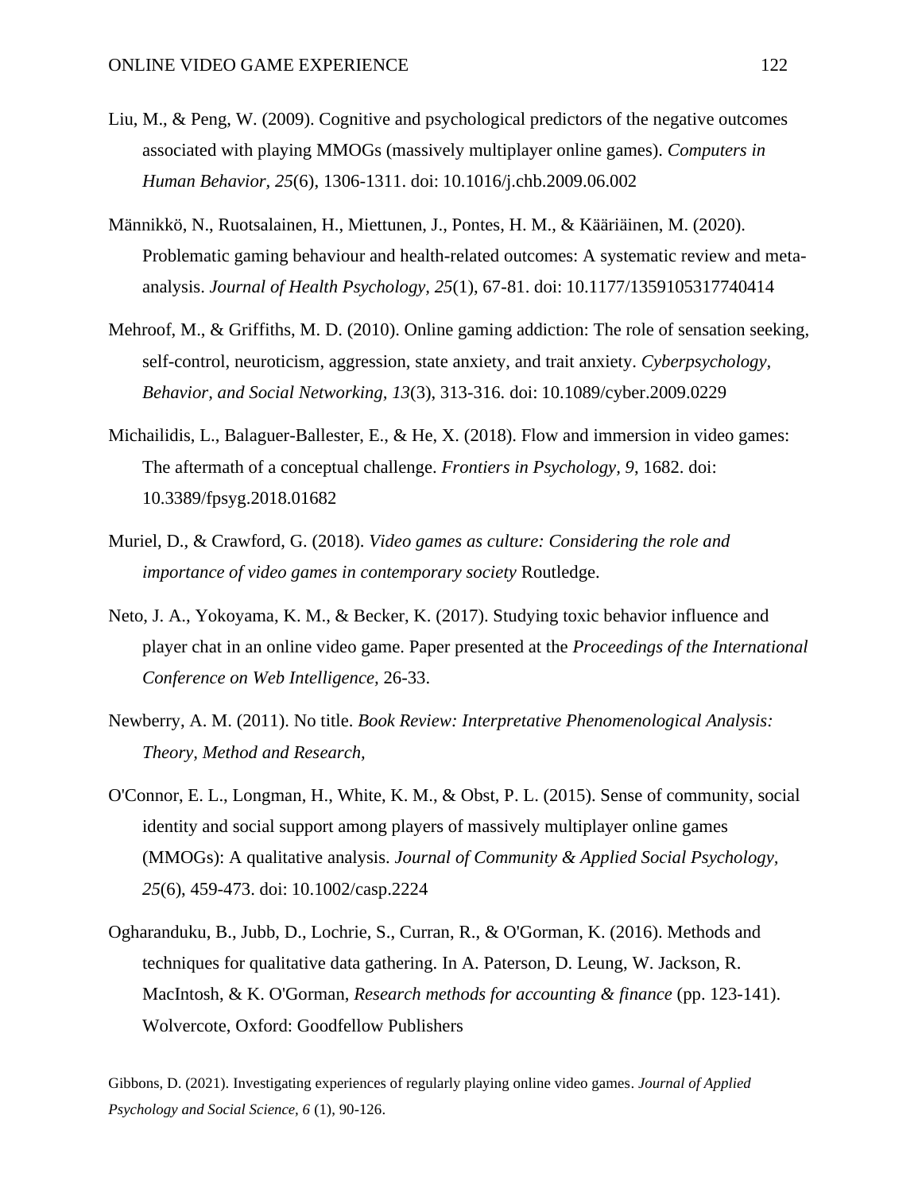Liu, M., & Peng, W. (2009). Cognitive and psychological predictors of the negative outcomes associated with playing MMOGs (massively multiplayer online games). *Computers in Human Behavior, 25*(6), 1306-1311. doi: 10.1016/j.chb.2009.06.002

Männikkö, N., Ruotsalainen, H., Miettunen, J., Pontes, H. M., & Kääriäinen, M. (2020). Problematic gaming behaviour and health-related outcomes: A systematic review and meta-analysis. *Journal of Health Psychology, 25*(1), 67-81. doi: 10.1177/1359105317740414

Mehroof, M., & Griffiths, M. D. (2010). Online gaming addiction: The role of sensation seeking, self-control, neuroticism, aggression, state anxiety, and trait anxiety. *Cyberpsychology, Behavior, and Social Networking, 13*(3), 313-316. doi: 10.1089/cyber.2009.0229

Michailidis, L., Balaguer-Ballester, E., & He, X. (2018). Flow and immersion in video games: The aftermath of a conceptual challenge. *Frontiers in Psychology*, *9*, 1682. doi: 10.3389/fpsyg.2018.01682

Muriel, D., & Crawford, G. (2018). *Video games as culture: Considering the role and importance of video games in contemporary society* Routledge.

Neto, J. A., Yokoyama, K. M., & Becker, K. (2017). Studying toxic behavior influence and player chat in an online video game. Paper presented at the *Proceedings of the International Conference on Web Intelligence,* 26-33.

Newberry, A. M. (2011). No title. *Book Review: Interpretative Phenomenological Analysis: Theory, Method and Research,*

O'Connor, E. L., Longman, H., White, K. M., & Obst, P. L. (2015). Sense of community, social identity and social support among players of massively multiplayer online games (MMOGs): A qualitative analysis. *Journal of Community & Applied Social Psychology, 25*(6), 459-473. doi: 10.1002/casp.2224

Ogharanduku, B., Jubb, D., Lochrie, S., Curran, R., & O'Gorman, K. (2016). Methods and techniques for qualitative data gathering. In A. Paterson, D. Leung, W. Jackson, R. MacIntosh, & K. O'Gorman, *Research methods for accounting & finance* (pp. 123-141). Wolvercote, Oxford: Goodfellow Publishers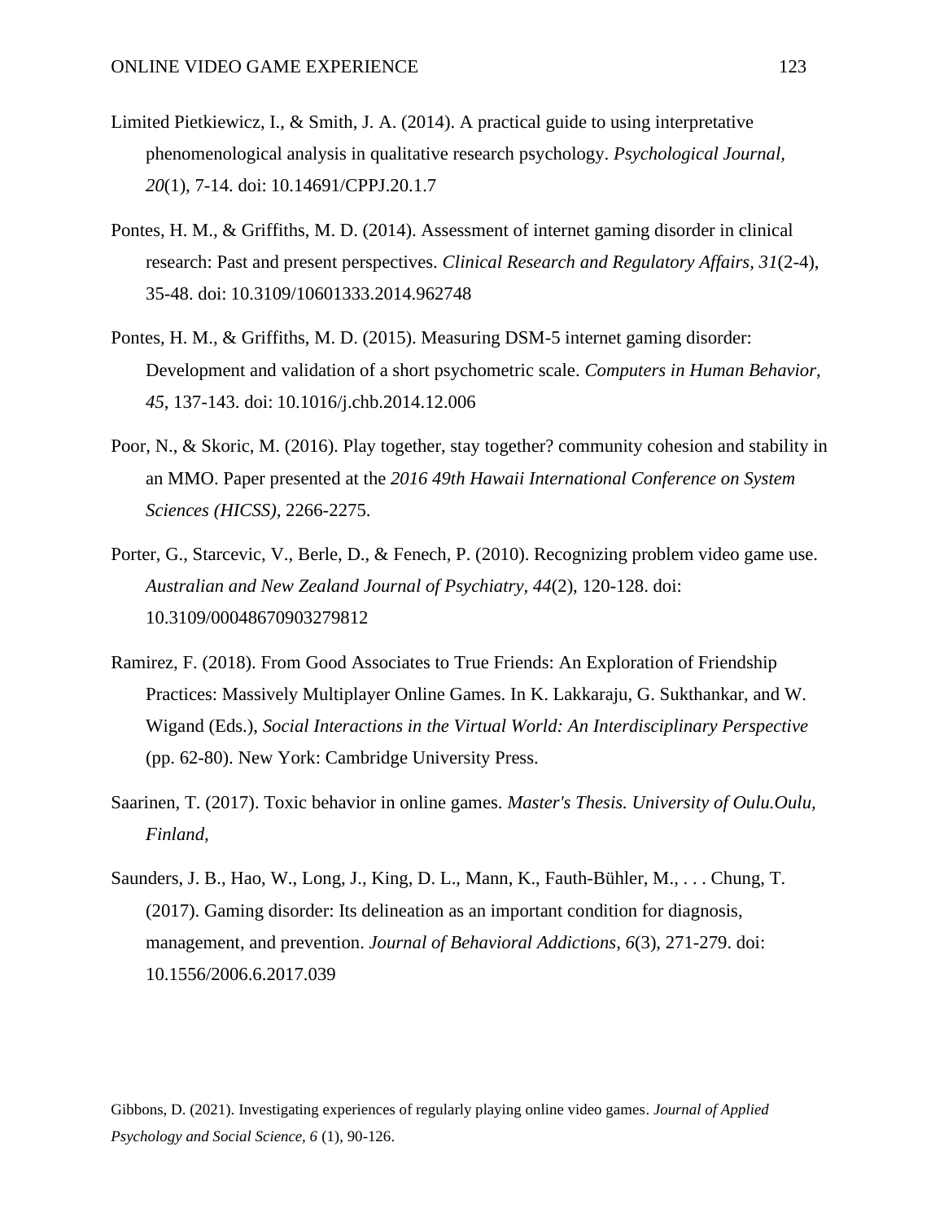Limited Pietkiewicz, I., & Smith, J. A. (2014). A practical guide to using interpretative phenomenological analysis in qualitative research psychology. *Psychological Journal, 20*(1), 7-14. doi: 10.14691/CPPJ.20.1.7

Pontes, H. M., & Griffiths, M. D. (2014). Assessment of internet gaming disorder in clinical research: Past and present perspectives. *Clinical Research and Regulatory Affairs, 31*(2-4), 35-48. doi: 10.3109/10601333.2014.962748

Pontes, H. M., & Griffiths, M. D. (2015). Measuring DSM-5 internet gaming disorder: Development and validation of a short psychometric scale. *Computers in Human Behavior, 45*, 137-143. doi: 10.1016/j.chb.2014.12.006

Poor, N., & Skoric, M. (2016). Play together, stay together? community cohesion and stability in an MMO. Paper presented at the *2016 49th Hawaii International Conference on System Sciences (HICSS)*, 2266-2275.

Porter, G., Starcevic, V., Berle, D., & Fenech, P. (2010). Recognizing problem video game use. *Australian and New Zealand Journal of Psychiatry, 44*(2), 120-128. doi: 10.3109/00048670903279812

Ramirez, F. (2018). From Good Associates to True Friends: An Exploration of Friendship Practices: Massively Multiplayer Online Games. In K. Lakkaraju, G. Sukthankar, and W. Wigand (Eds.), *Social Interactions in the Virtual World: An Interdisciplinary Perspective* (pp. 62-80). New York: Cambridge University Press.

Saarinen, T. (2017). Toxic behavior in online games. *Master's Thesis. University of Oulu.Oulu, Finland,*

Saunders, J. B., Hao, W., Long, J., King, D. L., Mann, K., Fauth-Bühler, M., . . . Chung, T. (2017). Gaming disorder: Its delineation as an important condition for diagnosis, management, and prevention. *Journal of Behavioral Addictions, 6*(3), 271-279. doi: 10.1556/2006.6.2017.039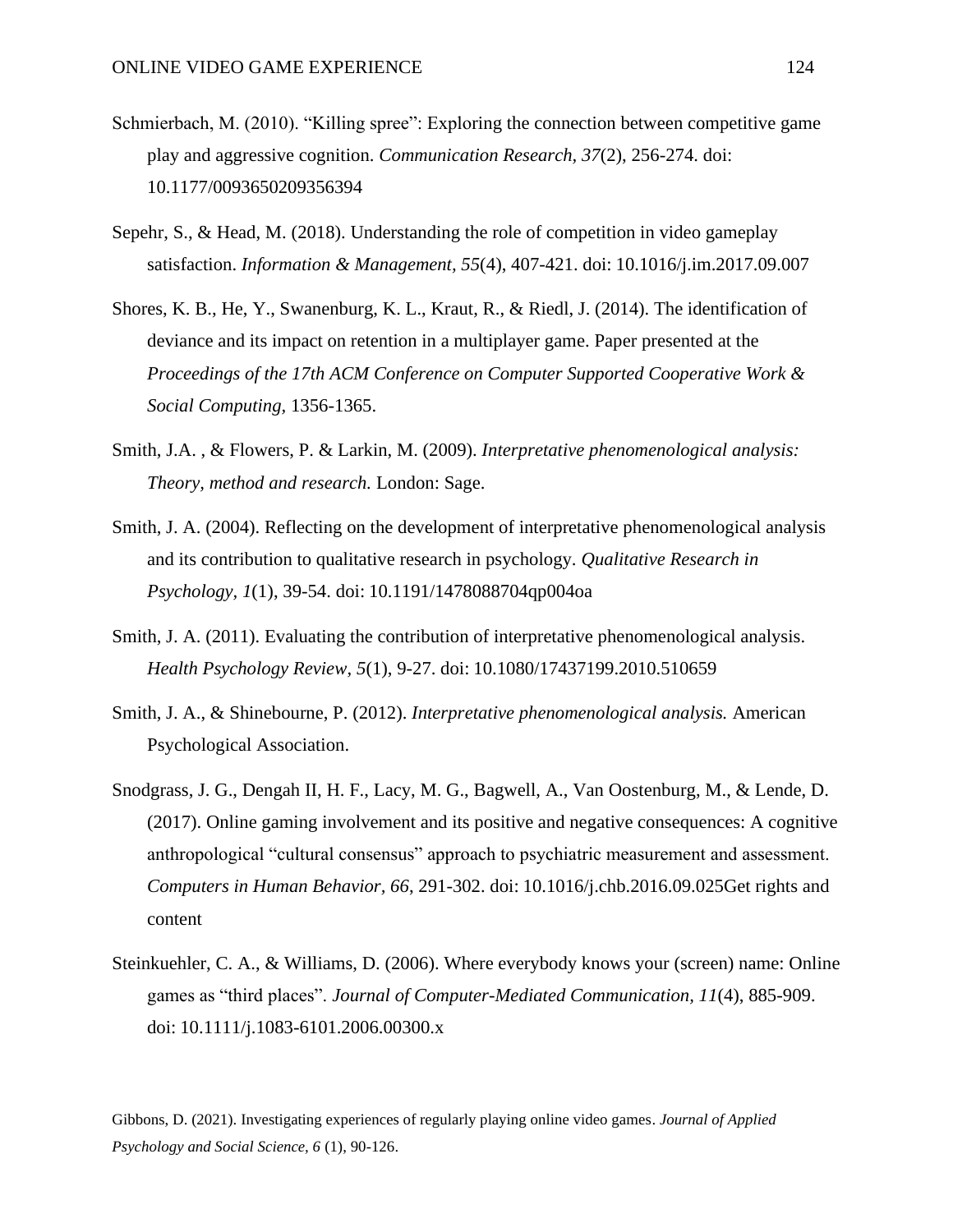Schmierbach, M. (2010). "Killing spree": Exploring the connection between competitive game play and aggressive cognition. *Communication Research, 37*(2), 256-274. doi: 10.1177/0093650209356394

Sepehr, S., & Head, M. (2018). Understanding the role of competition in video gameplay satisfaction. *Information & Management, 55*(4), 407-421. doi: 10.1016/j.im.2017.09.007

Shores, K. B., He, Y., Swanenburg, K. L., Kraut, R., & Riedl, J. (2014). The identification of deviance and its impact on retention in a multiplayer game. Paper presented at the *Proceedings of the 17th ACM Conference on Computer Supported Cooperative Work & Social Computing,* 1356-1365.

Smith, J.A. , & Flowers, P. & Larkin, M. (2009). *Interpretative phenomenological analysis: Theory, method and research.* London: Sage.

Smith, J. A. (2004). Reflecting on the development of interpretative phenomenological analysis and its contribution to qualitative research in psychology. *Qualitative Research in Psychology, 1*(1), 39-54. doi: 10.1191/1478088704qp004oa

Smith, J. A. (2011). Evaluating the contribution of interpretative phenomenological analysis. *Health Psychology Review, 5*(1), 9-27. doi: 10.1080/17437199.2010.510659

Smith, J. A., & Shinebourne, P. (2012). *Interpretative phenomenological analysis.* American Psychological Association.

Snodgrass, J. G., Dengah II, H. F., Lacy, M. G., Bagwell, A., Van Oostenburg, M., & Lende, D. (2017). Online gaming involvement and its positive and negative consequences: A cognitive anthropological "cultural consensus" approach to psychiatric measurement and assessment. *Computers in Human Behavior, 66*, 291-302. doi: 10.1016/j.chb.2016.09.025Get rights and content

Steinkuehler, C. A., & Williams, D. (2006). Where everybody knows your (screen) name: Online games as "third places". *Journal of Computer-Mediated Communication, 11*(4), 885-909. doi: 10.1111/j.1083-6101.2006.00300.x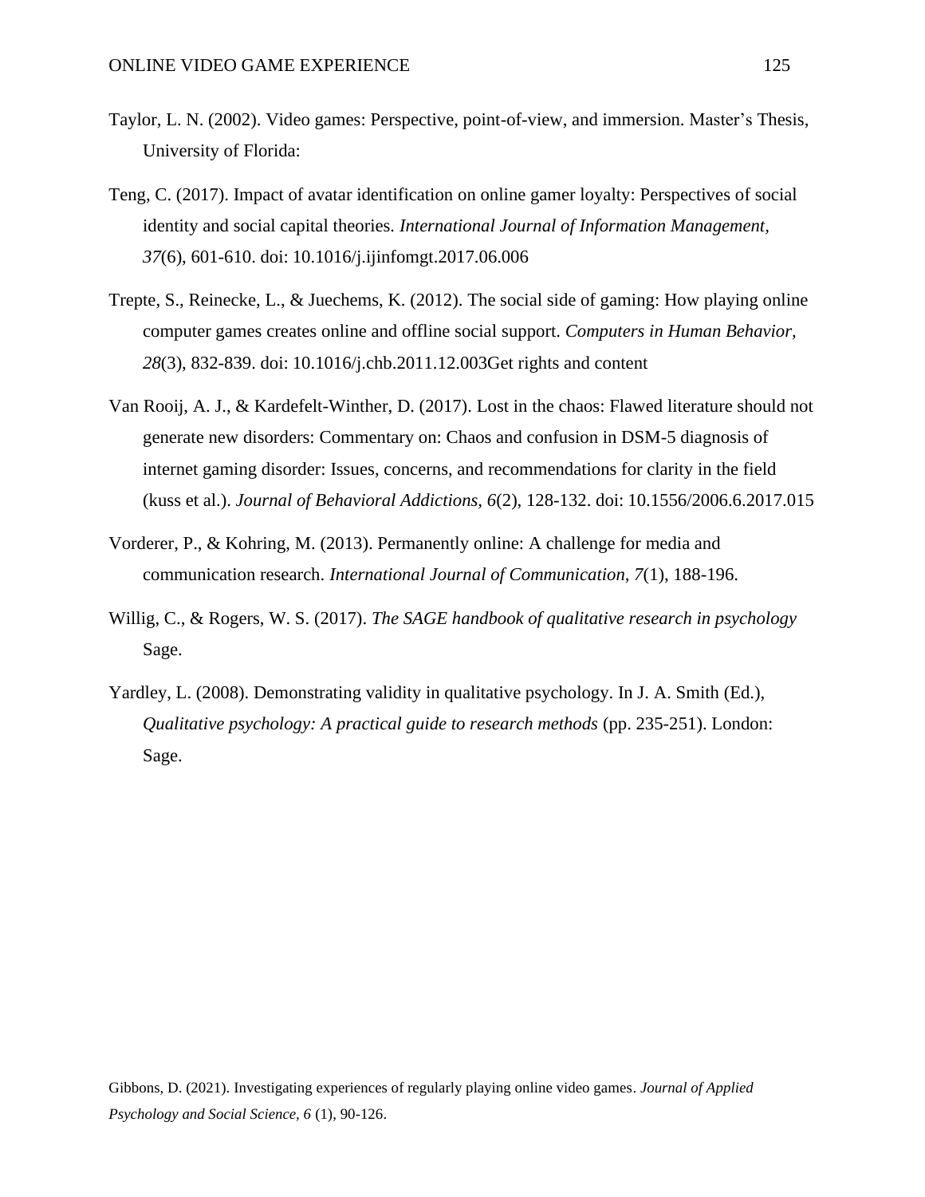Taylor, L. N. (2002). Video games: Perspective, point-of-view, and immersion. Master's Thesis, University of Florida:

Teng, C. (2017). Impact of avatar identification on online gamer loyalty: Perspectives of social identity and social capital theories. *International Journal of Information Management, 37*(6), 601-610. doi: 10.1016/j.ijinfomgt.2017.06.006

Trepte, S., Reinecke, L., & Juechems, K. (2012). The social side of gaming: How playing online computer games creates online and offline social support. *Computers in Human Behavior, 28*(3), 832-839. doi: 10.1016/j.chb.2011.12.003Get rights and content

Van Rooij, A. J., & Kardefelt-Winther, D. (2017). Lost in the chaos: Flawed literature should not generate new disorders: Commentary on: Chaos and confusion in DSM-5 diagnosis of internet gaming disorder: Issues, concerns, and recommendations for clarity in the field (kuss et al.). *Journal of Behavioral Addictions, 6*(2), 128-132. doi: 10.1556/2006.6.2017.015

Vorderer, P., & Kohring, M. (2013). Permanently online: A challenge for media and communication research. *International Journal of Communication, 7*(1), 188-196.

Willig, C., & Rogers, W. S. (2017). *The SAGE handbook of qualitative research in psychology* Sage.

Yardley, L. (2008). Demonstrating validity in qualitative psychology. In J. A. Smith (Ed.), *Qualitative psychology: A practical guide to research methods* (pp. 235-251). London: Sage.